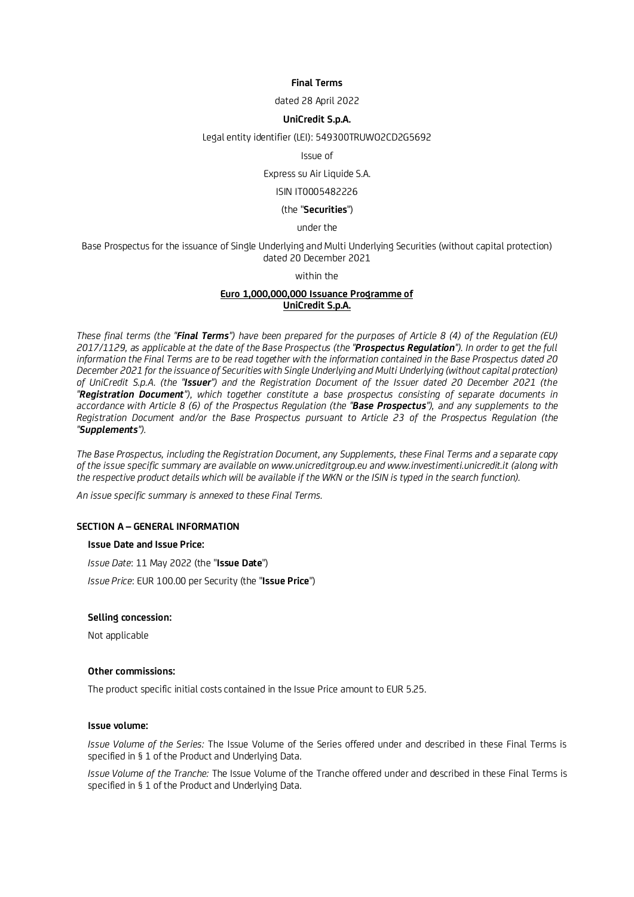**Final Terms**

dated 28 April 2022

**UniCredit S.p.A.**

Legal entity identifier (LEI): 549300TRUWO2CD2G5692

Issue of

Express su Air Liquide S.A.

ISIN IT0005482226

(the "**Securities**")

under the

Base Prospectus for the issuance of Single Underlying and Multi Underlying Securities (without capital protection) dated 20 December 2021

within the

**Euro 1,000,000,000 Issuance Programme of UniCredit S.p.A.**

*These final terms (the "**Final Terms**") have been prepared for the purposes of Article 8 (4) of the Regulation (EU) 2017/1129, as applicable at the date of the Base Prospectus (the "**Prospectus Regulation**"). In order to get the full information the Final Terms are to be read together with the information contained in the Base Prospectus dated 20 December 2021 for the issuance of Securities with Single Underlying and Multi Underlying (without capital protection) of UniCredit S.p.A. (the "**Issuer**") and the Registration Document of the Issuer dated 20 December 2021 (the "**Registration Document**"), which together constitute a base prospectus consisting of separate documents in accordance with Article 8 (6) of the Prospectus Regulation (the "**Base Prospectus**"), and any supplements to the Registration Document and/or the Base Prospectus pursuant to Article 23 of the Prospectus Regulation (the "**Supplements**").*

*The Base Prospectus, including the Registration Document, any Supplements, these Final Terms and a separate copy of the issue specific summary are available on www.unicreditgroup.eu and www.investimenti.unicredit.it (along with the respective product details which will be available if the WKN or the ISIN is typed in the search function).*

*An issue specific summary is annexed to these Final Terms.*

## SECTION A – GENERAL INFORMATION

**Issue Date and Issue Price:**

*Issue Date*: 11 May 2022 (the "**Issue Date**")

*Issue Price*: EUR 100.00 per Security (the "**Issue Price**")

**Selling concession:**

Not applicable

**Other commissions:**

The product specific initial costs contained in the Issue Price amount to EUR 5.25.

**Issue volume:**

*Issue Volume of the Series:* The Issue Volume of the Series offered under and described in these Final Terms is specified in § 1 of the Product and Underlying Data.

*Issue Volume of the Tranche:* The Issue Volume of the Tranche offered under and described in these Final Terms is specified in § 1 of the Product and Underlying Data.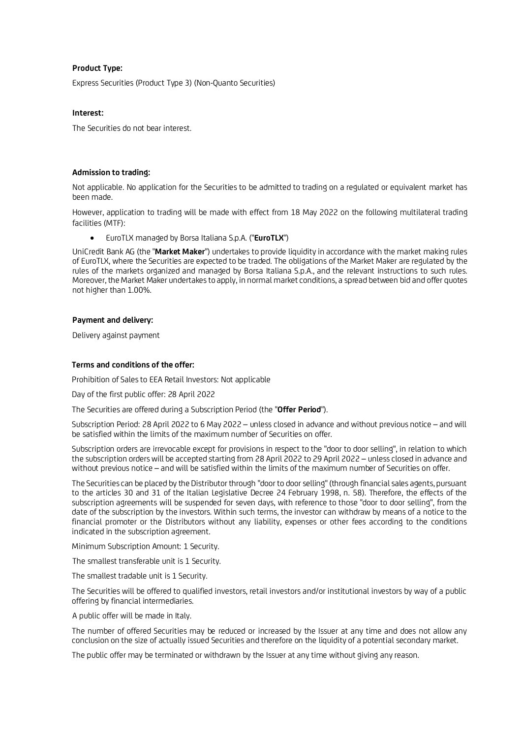**Product Type:**

Express Securities (Product Type 3) (Non-Quanto Securities)

**Interest:**

The Securities do not bear interest.

**Admission to trading:**

Not applicable. No application for the Securities to be admitted to trading on a regulated or equivalent market has been made.

However, application to trading will be made with effect from 18 May 2022 on the following multilateral trading facilities (MTF):

- EuroTLX managed by Borsa Italiana S.p.A. ("**EuroTLX**")

UniCredit Bank AG (the "**Market Maker**") undertakes to provide liquidity in accordance with the market making rules of EuroTLX, where the Securities are expected to be traded. The obligations of the Market Maker are regulated by the rules of the markets organized and managed by Borsa Italiana S.p.A., and the relevant instructions to such rules. Moreover, the Market Maker undertakes to apply, in normal market conditions, a spread between bid and offer quotes not higher than 1.00%.

**Payment and delivery:**

Delivery against payment

**Terms and conditions of the offer:**

Prohibition of Sales to EEA Retail Investors: Not applicable

Day of the first public offer: 28 April 2022

The Securities are offered during a Subscription Period (the "**Offer Period**").

Subscription Period: 28 April 2022 to 6 May 2022 – unless closed in advance and without previous notice – and will be satisfied within the limits of the maximum number of Securities on offer.

Subscription orders are irrevocable except for provisions in respect to the "door to door selling", in relation to which the subscription orders will be accepted starting from 28 April 2022 to 29 April 2022 – unless closed in advance and without previous notice – and will be satisfied within the limits of the maximum number of Securities on offer.

The Securities can be placed by the Distributor through "door to door selling" (through financial sales agents, pursuant to the articles 30 and 31 of the Italian Legislative Decree 24 February 1998, n. 58). Therefore, the effects of the subscription agreements will be suspended for seven days, with reference to those "door to door selling", from the date of the subscription by the investors. Within such terms, the investor can withdraw by means of a notice to the financial promoter or the Distributors without any liability, expenses or other fees according to the conditions indicated in the subscription agreement.

Minimum Subscription Amount: 1 Security.

The smallest transferable unit is 1 Security.

The smallest tradable unit is 1 Security.

The Securities will be offered to qualified investors, retail investors and/or institutional investors by way of a public offering by financial intermediaries.

A public offer will be made in Italy.

The number of offered Securities may be reduced or increased by the Issuer at any time and does not allow any conclusion on the size of actually issued Securities and therefore on the liquidity of a potential secondary market.

The public offer may be terminated or withdrawn by the Issuer at any time without giving any reason.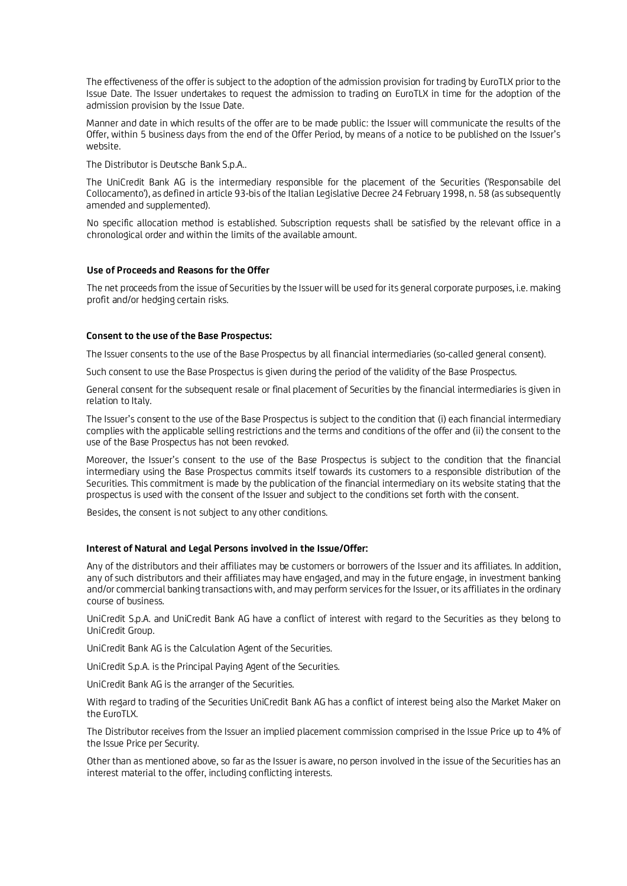The effectiveness of the offer is subject to the adoption of the admission provision for trading by EuroTLX prior to the Issue Date. The Issuer undertakes to request the admission to trading on EuroTLX in time for the adoption of the admission provision by the Issue Date.

Manner and date in which results of the offer are to be made public: the Issuer will communicate the results of the Offer, within 5 business days from the end of the Offer Period, by means of a notice to be published on the Issuer's website.

The Distributor is Deutsche Bank S.p.A..

The UniCredit Bank AG is the intermediary responsible for the placement of the Securities ('Responsabile del Collocamento'), as defined in article 93-bis of the Italian Legislative Decree 24 February 1998, n. 58 (as subsequently amended and supplemented).

No specific allocation method is established. Subscription requests shall be satisfied by the relevant office in a chronological order and within the limits of the available amount.

**Use of Proceeds and Reasons for the Offer**

The net proceeds from the issue of Securities by the Issuer will be used for its general corporate purposes, i.e. making profit and/or hedging certain risks.

**Consent to the use of the Base Prospectus:**

The Issuer consents to the use of the Base Prospectus by all financial intermediaries (so-called general consent).

Such consent to use the Base Prospectus is given during the period of the validity of the Base Prospectus.

General consent for the subsequent resale or final placement of Securities by the financial intermediaries is given in relation to Italy.

The Issuer's consent to the use of the Base Prospectus is subject to the condition that (i) each financial intermediary complies with the applicable selling restrictions and the terms and conditions of the offer and (ii) the consent to the use of the Base Prospectus has not been revoked.

Moreover, the Issuer's consent to the use of the Base Prospectus is subject to the condition that the financial intermediary using the Base Prospectus commits itself towards its customers to a responsible distribution of the Securities. This commitment is made by the publication of the financial intermediary on its website stating that the prospectus is used with the consent of the Issuer and subject to the conditions set forth with the consent.

Besides, the consent is not subject to any other conditions.

**Interest of Natural and Legal Persons involved in the Issue/Offer:**

Any of the distributors and their affiliates may be customers or borrowers of the Issuer and its affiliates. In addition, any of such distributors and their affiliates may have engaged, and may in the future engage, in investment banking and/or commercial banking transactions with, and may perform services for the Issuer, or its affiliates in the ordinary course of business.

UniCredit S.p.A. and UniCredit Bank AG have a conflict of interest with regard to the Securities as they belong to UniCredit Group.

UniCredit Bank AG is the Calculation Agent of the Securities.

UniCredit S.p.A. is the Principal Paying Agent of the Securities.

UniCredit Bank AG is the arranger of the Securities.

With regard to trading of the Securities UniCredit Bank AG has a conflict of interest being also the Market Maker on the EuroTLX.

The Distributor receives from the Issuer an implied placement commission comprised in the Issue Price up to 4% of the Issue Price per Security.

Other than as mentioned above, so far as the Issuer is aware, no person involved in the issue of the Securities has an interest material to the offer, including conflicting interests.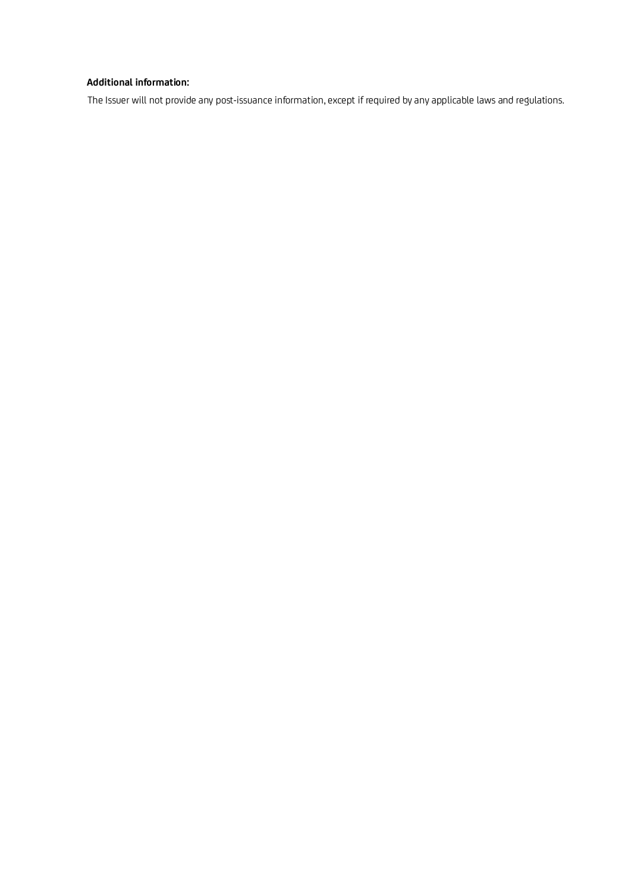**Additional information:**

The Issuer will not provide any post-issuance information, except if required by any applicable laws and regulations.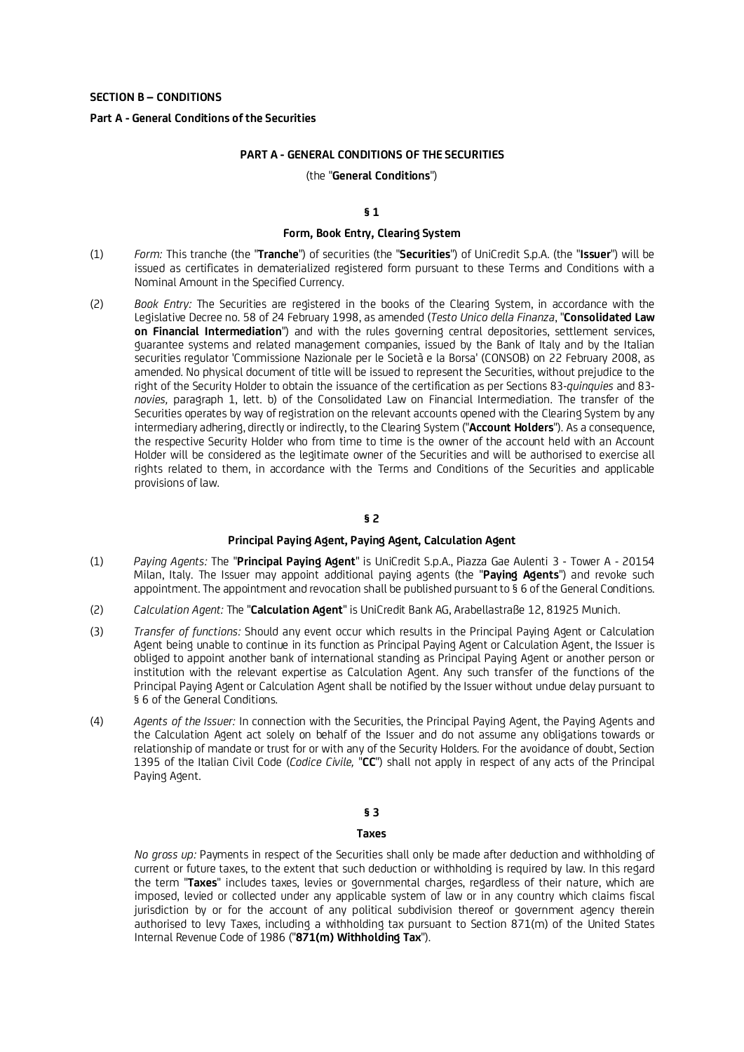**SECTION B – CONDITIONS**

**Part A - General Conditions of the Securities**

## PART A - GENERAL CONDITIONS OF THE SECURITIES

(the "**General Conditions**")

### § 1

### Form, Book Entry, Clearing System

(1) *Form:* This tranche (the "**Tranche**") of securities (the "**Securities**") of UniCredit S.p.A. (the "**Issuer**") will be issued as certificates in dematerialized registered form pursuant to these Terms and Conditions with a Nominal Amount in the Specified Currency.

(2) *Book Entry:* The Securities are registered in the books of the Clearing System, in accordance with the Legislative Decree no. 58 of 24 February 1998, as amended (*Testo Unico della Finanza*, "**Consolidated Law on Financial Intermediation**") and with the rules governing central depositories, settlement services, guarantee systems and related management companies, issued by the Bank of Italy and by the Italian securities regulator 'Commissione Nazionale per le Società e la Borsa' (CONSOB) on 22 February 2008, as amended. No physical document of title will be issued to represent the Securities, without prejudice to the right of the Security Holder to obtain the issuance of the certification as per Sections 83-*quinquies* and 83-*novies*, paragraph 1, lett. b) of the Consolidated Law on Financial Intermediation. The transfer of the Securities operates by way of registration on the relevant accounts opened with the Clearing System by any intermediary adhering, directly or indirectly, to the Clearing System ("**Account Holders**"). As a consequence, the respective Security Holder who from time to time is the owner of the account held with an Account Holder will be considered as the legitimate owner of the Securities and will be authorised to exercise all rights related to them, in accordance with the Terms and Conditions of the Securities and applicable provisions of law.

### § 2

### Principal Paying Agent, Paying Agent, Calculation Agent

(1) *Paying Agents:* The "**Principal Paying Agent**" is UniCredit S.p.A., Piazza Gae Aulenti 3 - Tower A - 20154 Milan, Italy. The Issuer may appoint additional paying agents (the "**Paying Agents**") and revoke such appointment. The appointment and revocation shall be published pursuant to § 6 of the General Conditions.

(2) *Calculation Agent:* The "**Calculation Agent**" is UniCredit Bank AG, Arabellastraße 12, 81925 Munich.

(3) *Transfer of functions:* Should any event occur which results in the Principal Paying Agent or Calculation Agent being unable to continue in its function as Principal Paying Agent or Calculation Agent, the Issuer is obliged to appoint another bank of international standing as Principal Paying Agent or another person or institution with the relevant expertise as Calculation Agent. Any such transfer of the functions of the Principal Paying Agent or Calculation Agent shall be notified by the Issuer without undue delay pursuant to § 6 of the General Conditions.

(4) *Agents of the Issuer:* In connection with the Securities, the Principal Paying Agent, the Paying Agents and the Calculation Agent act solely on behalf of the Issuer and do not assume any obligations towards or relationship of mandate or trust for or with any of the Security Holders. For the avoidance of doubt, Section 1395 of the Italian Civil Code (*Codice Civile,* "**CC**") shall not apply in respect of any acts of the Principal Paying Agent.

### § 3

### Taxes

*No gross up:* Payments in respect of the Securities shall only be made after deduction and withholding of current or future taxes, to the extent that such deduction or withholding is required by law. In this regard the term "**Taxes**" includes taxes, levies or governmental charges, regardless of their nature, which are imposed, levied or collected under any applicable system of law or in any country which claims fiscal jurisdiction by or for the account of any political subdivision thereof or government agency therein authorised to levy Taxes, including a withholding tax pursuant to Section 871(m) of the United States Internal Revenue Code of 1986 ("**871(m) Withholding Tax**").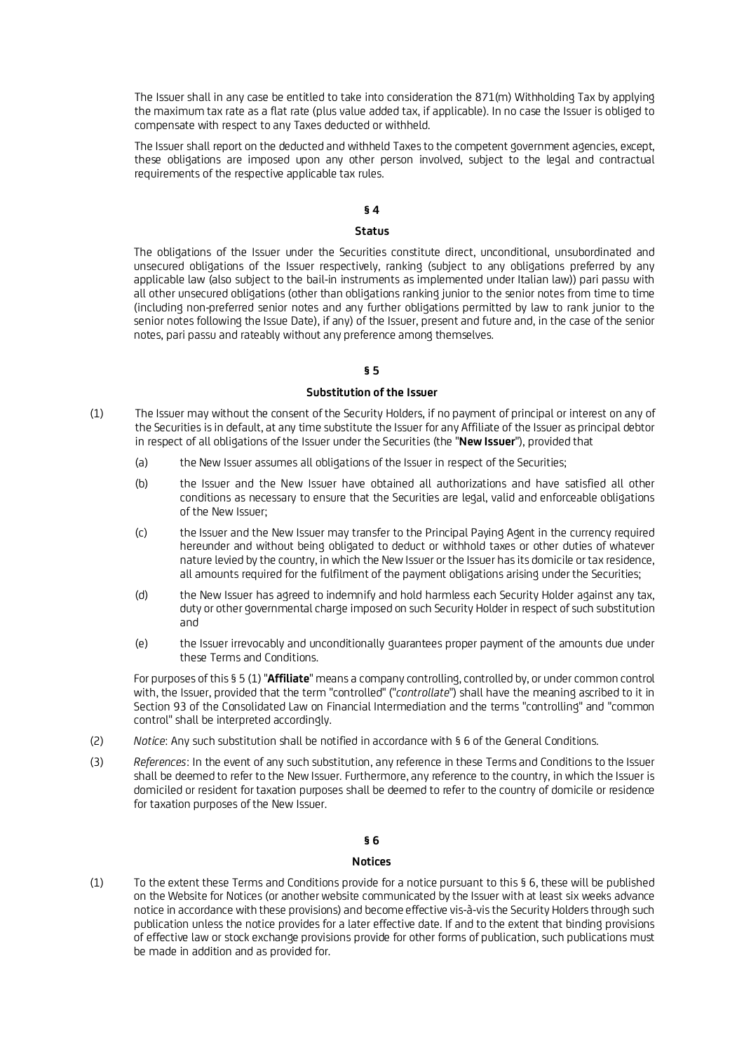The Issuer shall in any case be entitled to take into consideration the 871(m) Withholding Tax by applying the maximum tax rate as a flat rate (plus value added tax, if applicable). In no case the Issuer is obliged to compensate with respect to any Taxes deducted or withheld.

The Issuer shall report on the deducted and withheld Taxes to the competent government agencies, except, these obligations are imposed upon any other person involved, subject to the legal and contractual requirements of the respective applicable tax rules.

## § 4

## Status

The obligations of the Issuer under the Securities constitute direct, unconditional, unsubordinated and unsecured obligations of the Issuer respectively, ranking (subject to any obligations preferred by any applicable law (also subject to the bail-in instruments as implemented under Italian law)) pari passu with all other unsecured obligations (other than obligations ranking junior to the senior notes from time to time (including non-preferred senior notes and any further obligations permitted by law to rank junior to the senior notes following the Issue Date), if any) of the Issuer, present and future and, in the case of the senior notes, pari passu and rateably without any preference among themselves.

## § 5

## Substitution of the Issuer

(1) The Issuer may without the consent of the Security Holders, if no payment of principal or interest on any of the Securities is in default, at any time substitute the Issuer for any Affiliate of the Issuer as principal debtor in respect of all obligations of the Issuer under the Securities (the "**New Issuer**"), provided that

   (a) the New Issuer assumes all obligations of the Issuer in respect of the Securities;

   (b) the Issuer and the New Issuer have obtained all authorizations and have satisfied all other conditions as necessary to ensure that the Securities are legal, valid and enforceable obligations of the New Issuer;

   (c) the Issuer and the New Issuer may transfer to the Principal Paying Agent in the currency required hereunder and without being obligated to deduct or withhold taxes or other duties of whatever nature levied by the country, in which the New Issuer or the Issuer has its domicile or tax residence, all amounts required for the fulfilment of the payment obligations arising under the Securities;

   (d) the New Issuer has agreed to indemnify and hold harmless each Security Holder against any tax, duty or other governmental charge imposed on such Security Holder in respect of such substitution and

   (e) the Issuer irrevocably and unconditionally guarantees proper payment of the amounts due under these Terms and Conditions.

   For purposes of this § 5 (1) "**Affiliate**" means a company controlling, controlled by, or under common control with, the Issuer, provided that the term "controlled" ("*controllate*") shall have the meaning ascribed to it in Section 93 of the Consolidated Law on Financial Intermediation and the terms "controlling" and "common control" shall be interpreted accordingly.

(2) *Notice*: Any such substitution shall be notified in accordance with § 6 of the General Conditions.

(3) *References*: In the event of any such substitution, any reference in these Terms and Conditions to the Issuer shall be deemed to refer to the New Issuer. Furthermore, any reference to the country, in which the Issuer is domiciled or resident for taxation purposes shall be deemed to refer to the country of domicile or residence for taxation purposes of the New Issuer.

## § 6

## Notices

(1) To the extent these Terms and Conditions provide for a notice pursuant to this § 6, these will be published on the Website for Notices (or another website communicated by the Issuer with at least six weeks advance notice in accordance with these provisions) and become effective vis-à-vis the Security Holders through such publication unless the notice provides for a later effective date. If and to the extent that binding provisions of effective law or stock exchange provisions provide for other forms of publication, such publications must be made in addition and as provided for.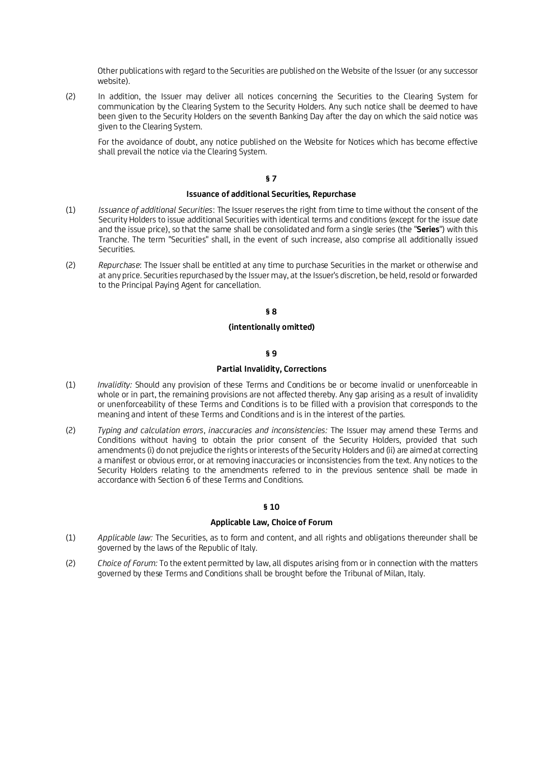Other publications with regard to the Securities are published on the Website of the Issuer (or any successor website).

(2) In addition, the Issuer may deliver all notices concerning the Securities to the Clearing System for communication by the Clearing System to the Security Holders. Any such notice shall be deemed to have been given to the Security Holders on the seventh Banking Day after the day on which the said notice was given to the Clearing System.

For the avoidance of doubt, any notice published on the Website for Notices which has become effective shall prevail the notice via the Clearing System.

## § 7

## Issuance of additional Securities, Repurchase

(1) *Issuance of additional Securities*: The Issuer reserves the right from time to time without the consent of the Security Holders to issue additional Securities with identical terms and conditions (except for the issue date and the issue price), so that the same shall be consolidated and form a single series (the "**Series**") with this Tranche. The term "Securities" shall, in the event of such increase, also comprise all additionally issued Securities.

(2) *Repurchase*: The Issuer shall be entitled at any time to purchase Securities in the market or otherwise and at any price. Securities repurchased by the Issuer may, at the Issuer's discretion, be held, resold or forwarded to the Principal Paying Agent for cancellation.

## § 8

## (intentionally omitted)

## § 9

## Partial Invalidity, Corrections

(1) *Invalidity:* Should any provision of these Terms and Conditions be or become invalid or unenforceable in whole or in part, the remaining provisions are not affected thereby. Any gap arising as a result of invalidity or unenforceability of these Terms and Conditions is to be filled with a provision that corresponds to the meaning and intent of these Terms and Conditions and is in the interest of the parties.

(2) *Typing and calculation errors, inaccuracies and inconsistencies:* The Issuer may amend these Terms and Conditions without having to obtain the prior consent of the Security Holders, provided that such amendments (i) do not prejudice the rights or interests of the Security Holders and (ii) are aimed at correcting a manifest or obvious error, or at removing inaccuracies or inconsistencies from the text. Any notices to the Security Holders relating to the amendments referred to in the previous sentence shall be made in accordance with Section 6 of these Terms and Conditions.

## § 10

## Applicable Law, Choice of Forum

(1) *Applicable law:* The Securities, as to form and content, and all rights and obligations thereunder shall be governed by the laws of the Republic of Italy.

(2) *Choice of Forum:* To the extent permitted by law, all disputes arising from or in connection with the matters governed by these Terms and Conditions shall be brought before the Tribunal of Milan, Italy.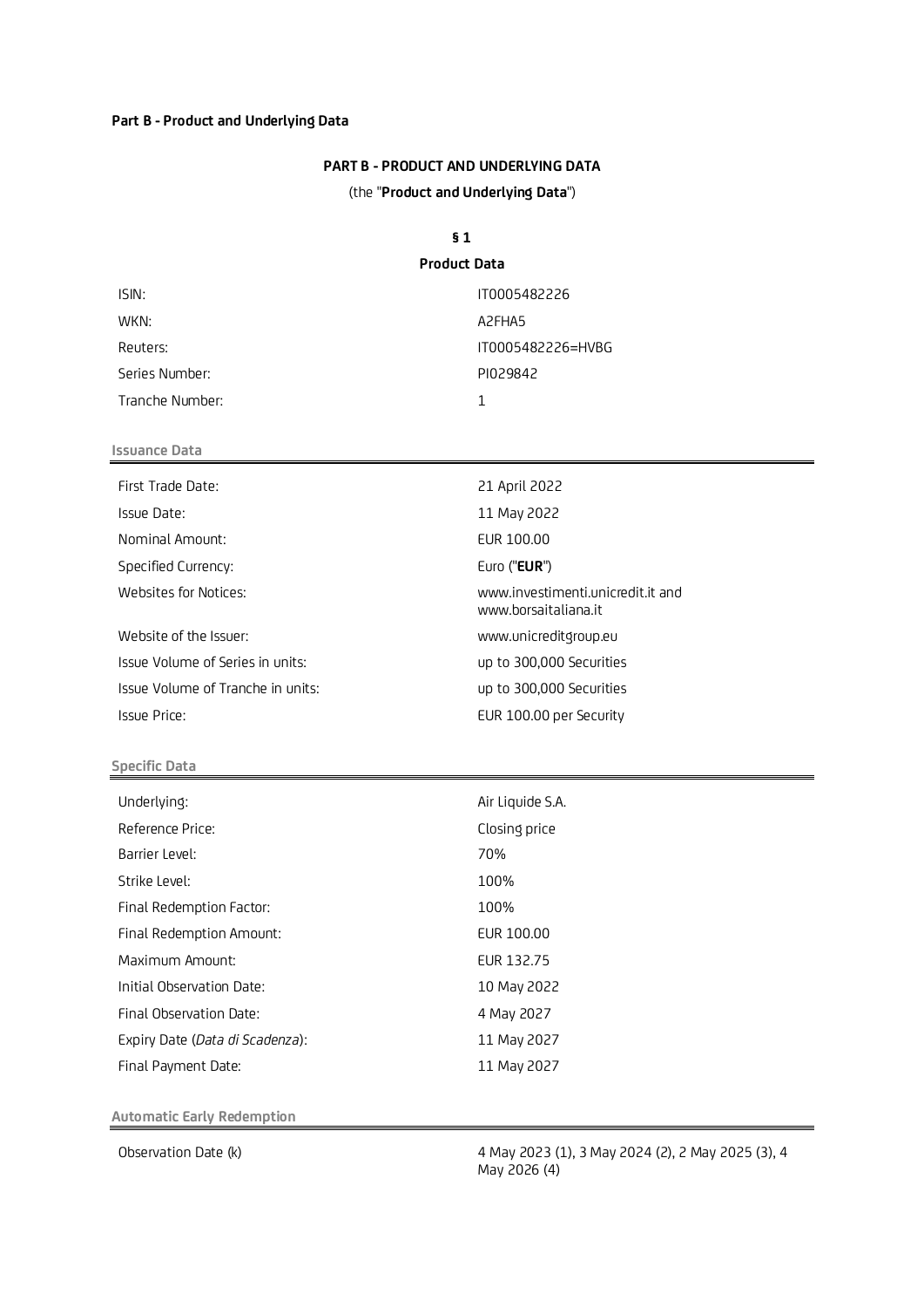**Part B - Product and Underlying Data**

## PART B - PRODUCT AND UNDERLYING DATA

(the "**Product and Underlying Data**")

### § 1

### Product Data

| | |
|---|---|
| ISIN: | IT0005482226 |
| WKN: | A2FHA5 |
| Reuters: | IT0005482226=HVBG |
| Series Number: | PI029842 |
| Tranche Number: | 1 |

**Issuance Data**

| | |
|---|---|
| First Trade Date: | 21 April 2022 |
| Issue Date: | 11 May 2022 |
| Nominal Amount: | EUR 100.00 |
| Specified Currency: | Euro ("**EUR**") |
| Websites for Notices: | www.investimenti.unicredit.it and www.borsaitaliana.it |
| Website of the Issuer: | www.unicreditgroup.eu |
| Issue Volume of Series in units: | up to 300,000 Securities |
| Issue Volume of Tranche in units: | up to 300,000 Securities |
| Issue Price: | EUR 100.00 per Security |

**Specific Data**

| | |
|---|---|
| Underlying: | Air Liquide S.A. |
| Reference Price: | Closing price |
| Barrier Level: | 70% |
| Strike Level: | 100% |
| Final Redemption Factor: | 100% |
| Final Redemption Amount: | EUR 100.00 |
| Maximum Amount: | EUR 132.75 |
| Initial Observation Date: | 10 May 2022 |
| Final Observation Date: | 4 May 2027 |
| Expiry Date (*Data di Scadenza*): | 11 May 2027 |
| Final Payment Date: | 11 May 2027 |

**Automatic Early Redemption**

| | |
|---|---|
| Observation Date (k) | 4 May 2023 (1), 3 May 2024 (2), 2 May 2025 (3), 4 May 2026 (4) |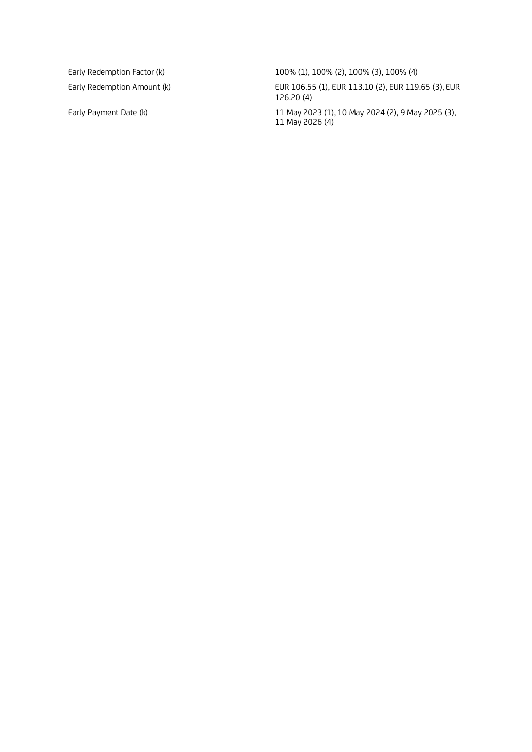| | |
|---|---|
| Early Redemption Factor (k) | 100% (1), 100% (2), 100% (3), 100% (4) |
| Early Redemption Amount (k) | EUR 106.55 (1), EUR 113.10 (2), EUR 119.65 (3), EUR 126.20 (4) |
| Early Payment Date (k) | 11 May 2023 (1), 10 May 2024 (2), 9 May 2025 (3), 11 May 2026 (4) |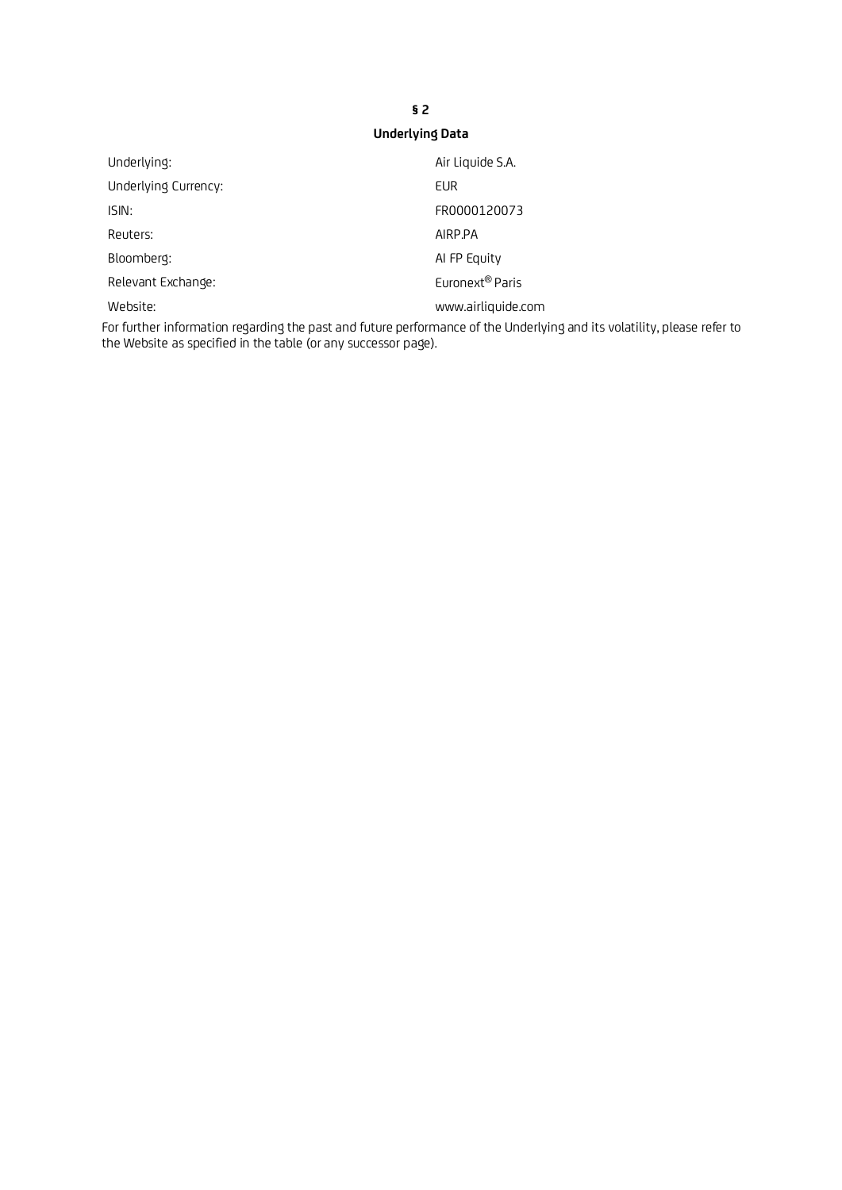## § 2

## Underlying Data

| | |
|---|---|
| Underlying: | Air Liquide S.A. |
| Underlying Currency: | EUR |
| ISIN: | FR0000120073 |
| Reuters: | AIRP.PA |
| Bloomberg: | AI FP Equity |
| Relevant Exchange: | Euronext® Paris |
| Website: | www.airliquide.com |

For further information regarding the past and future performance of the Underlying and its volatility, please refer to the Website as specified in the table (or any successor page).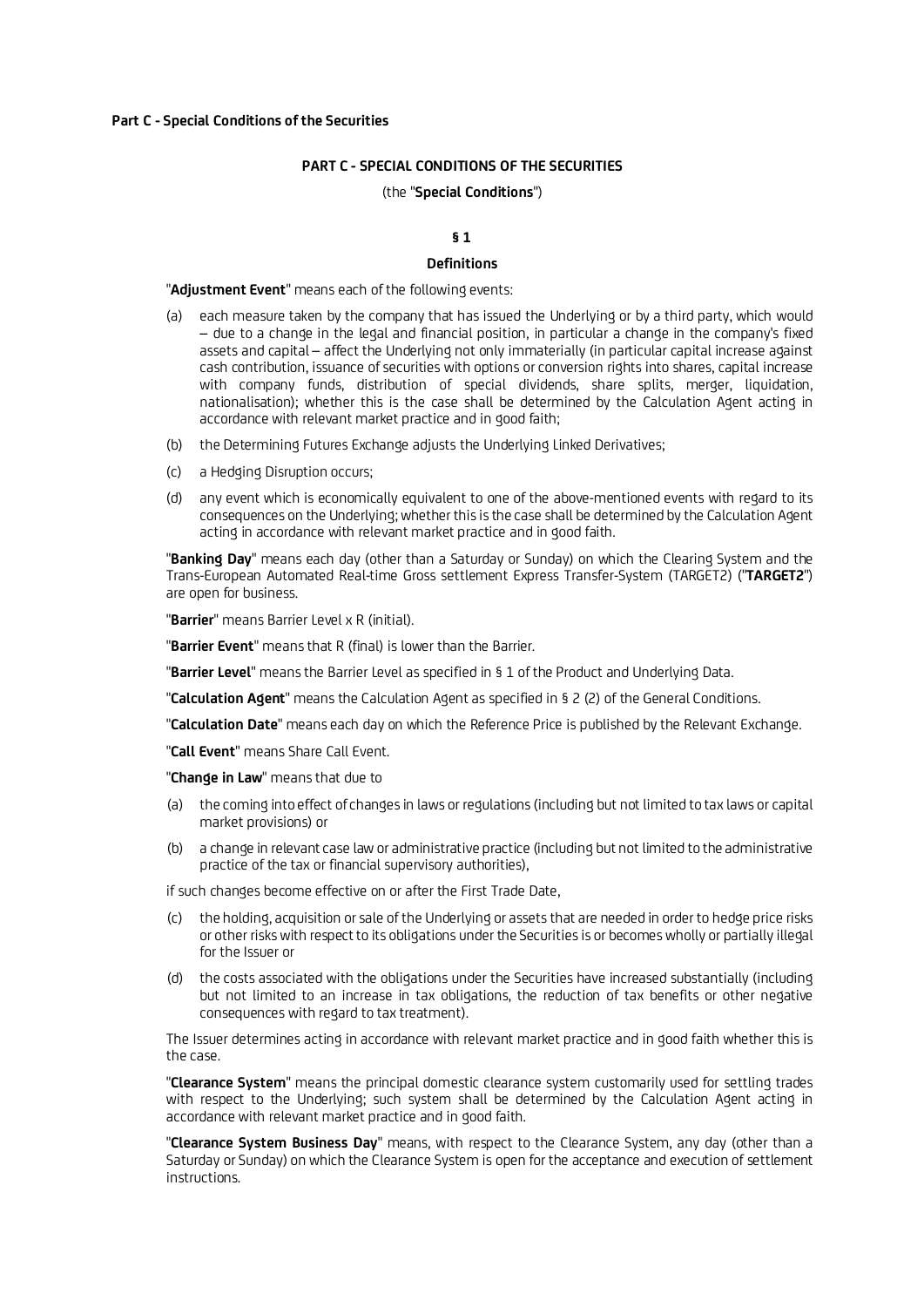**Part C - Special Conditions of the Securities**

## PART C - SPECIAL CONDITIONS OF THE SECURITIES

(the "**Special Conditions**")

### § 1

### Definitions

"**Adjustment Event**" means each of the following events:

(a) each measure taken by the company that has issued the Underlying or by a third party, which would – due to a change in the legal and financial position, in particular a change in the company's fixed assets and capital – affect the Underlying not only immaterially (in particular capital increase against cash contribution, issuance of securities with options or conversion rights into shares, capital increase with company funds, distribution of special dividends, share splits, merger, liquidation, nationalisation); whether this is the case shall be determined by the Calculation Agent acting in accordance with relevant market practice and in good faith;

(b) the Determining Futures Exchange adjusts the Underlying Linked Derivatives;

(c) a Hedging Disruption occurs;

(d) any event which is economically equivalent to one of the above-mentioned events with regard to its consequences on the Underlying; whether this is the case shall be determined by the Calculation Agent acting in accordance with relevant market practice and in good faith.

"**Banking Day**" means each day (other than a Saturday or Sunday) on which the Clearing System and the Trans-European Automated Real-time Gross settlement Express Transfer-System (TARGET2) ("**TARGET2**") are open for business.

"**Barrier**" means Barrier Level x R (initial).

"**Barrier Event**" means that R (final) is lower than the Barrier.

"**Barrier Level**" means the Barrier Level as specified in § 1 of the Product and Underlying Data.

"**Calculation Agent**" means the Calculation Agent as specified in § 2 (2) of the General Conditions.

"**Calculation Date**" means each day on which the Reference Price is published by the Relevant Exchange.

"**Call Event**" means Share Call Event.

"**Change in Law**" means that due to

(a) the coming into effect of changes in laws or regulations (including but not limited to tax laws or capital market provisions) or

(b) a change in relevant case law or administrative practice (including but not limited to the administrative practice of the tax or financial supervisory authorities),

if such changes become effective on or after the First Trade Date,

(c) the holding, acquisition or sale of the Underlying or assets that are needed in order to hedge price risks or other risks with respect to its obligations under the Securities is or becomes wholly or partially illegal for the Issuer or

(d) the costs associated with the obligations under the Securities have increased substantially (including but not limited to an increase in tax obligations, the reduction of tax benefits or other negative consequences with regard to tax treatment).

The Issuer determines acting in accordance with relevant market practice and in good faith whether this is the case.

"**Clearance System**" means the principal domestic clearance system customarily used for settling trades with respect to the Underlying; such system shall be determined by the Calculation Agent acting in accordance with relevant market practice and in good faith.

"**Clearance System Business Day**" means, with respect to the Clearance System, any day (other than a Saturday or Sunday) on which the Clearance System is open for the acceptance and execution of settlement instructions.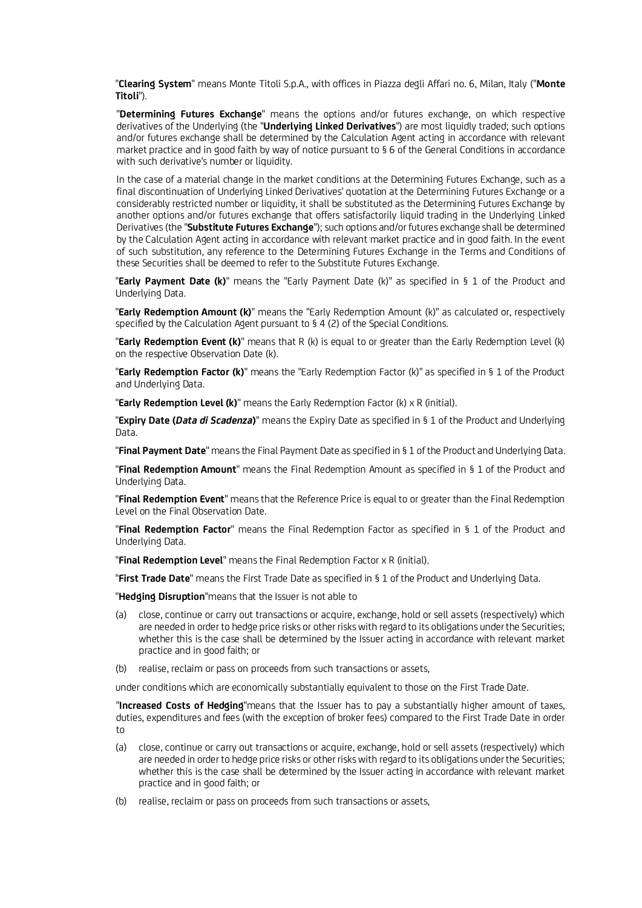"**Clearing System**" means Monte Titoli S.p.A., with offices in Piazza degli Affari no. 6, Milan, Italy ("**Monte Titoli**").

"**Determining Futures Exchange**" means the options and/or futures exchange, on which respective derivatives of the Underlying (the "**Underlying Linked Derivatives**") are most liquidly traded; such options and/or futures exchange shall be determined by the Calculation Agent acting in accordance with relevant market practice and in good faith by way of notice pursuant to § 6 of the General Conditions in accordance with such derivative's number or liquidity.

In the case of a material change in the market conditions at the Determining Futures Exchange, such as a final discontinuation of Underlying Linked Derivatives' quotation at the Determining Futures Exchange or a considerably restricted number or liquidity, it shall be substituted as the Determining Futures Exchange by another options and/or futures exchange that offers satisfactorily liquid trading in the Underlying Linked Derivatives (the "**Substitute Futures Exchange**"); such options and/or futures exchange shall be determined by the Calculation Agent acting in accordance with relevant market practice and in good faith. In the event of such substitution, any reference to the Determining Futures Exchange in the Terms and Conditions of these Securities shall be deemed to refer to the Substitute Futures Exchange.

"**Early Payment Date (k)**" means the "Early Payment Date (k)" as specified in § 1 of the Product and Underlying Data.

"**Early Redemption Amount (k)**" means the "Early Redemption Amount (k)" as calculated or, respectively specified by the Calculation Agent pursuant to § 4 (2) of the Special Conditions.

"**Early Redemption Event (k)**" means that R (k) is equal to or greater than the Early Redemption Level (k) on the respective Observation Date (k).

"**Early Redemption Factor (k)**" means the "Early Redemption Factor (k)" as specified in § 1 of the Product and Underlying Data.

"**Early Redemption Level (k)**" means the Early Redemption Factor (k) x R (initial).

"**Expiry Date (*Data di Scadenza*)**" means the Expiry Date as specified in § 1 of the Product and Underlying Data.

"**Final Payment Date**" means the Final Payment Date as specified in § 1 of the Product and Underlying Data.

"**Final Redemption Amount**" means the Final Redemption Amount as specified in § 1 of the Product and Underlying Data.

"**Final Redemption Event**" means that the Reference Price is equal to or greater than the Final Redemption Level on the Final Observation Date.

"**Final Redemption Factor**" means the Final Redemption Factor as specified in § 1 of the Product and Underlying Data.

"**Final Redemption Level**" means the Final Redemption Factor x R (initial).

"**First Trade Date**" means the First Trade Date as specified in § 1 of the Product and Underlying Data.

"**Hedging Disruption**"means that the Issuer is not able to

(a) close, continue or carry out transactions or acquire, exchange, hold or sell assets (respectively) which are needed in order to hedge price risks or other risks with regard to its obligations under the Securities; whether this is the case shall be determined by the Issuer acting in accordance with relevant market practice and in good faith; or

(b) realise, reclaim or pass on proceeds from such transactions or assets,

under conditions which are economically substantially equivalent to those on the First Trade Date.

"**Increased Costs of Hedging**"means that the Issuer has to pay a substantially higher amount of taxes, duties, expenditures and fees (with the exception of broker fees) compared to the First Trade Date in order to

(a) close, continue or carry out transactions or acquire, exchange, hold or sell assets (respectively) which are needed in order to hedge price risks or other risks with regard to its obligations under the Securities; whether this is the case shall be determined by the Issuer acting in accordance with relevant market practice and in good faith; or

(b) realise, reclaim or pass on proceeds from such transactions or assets,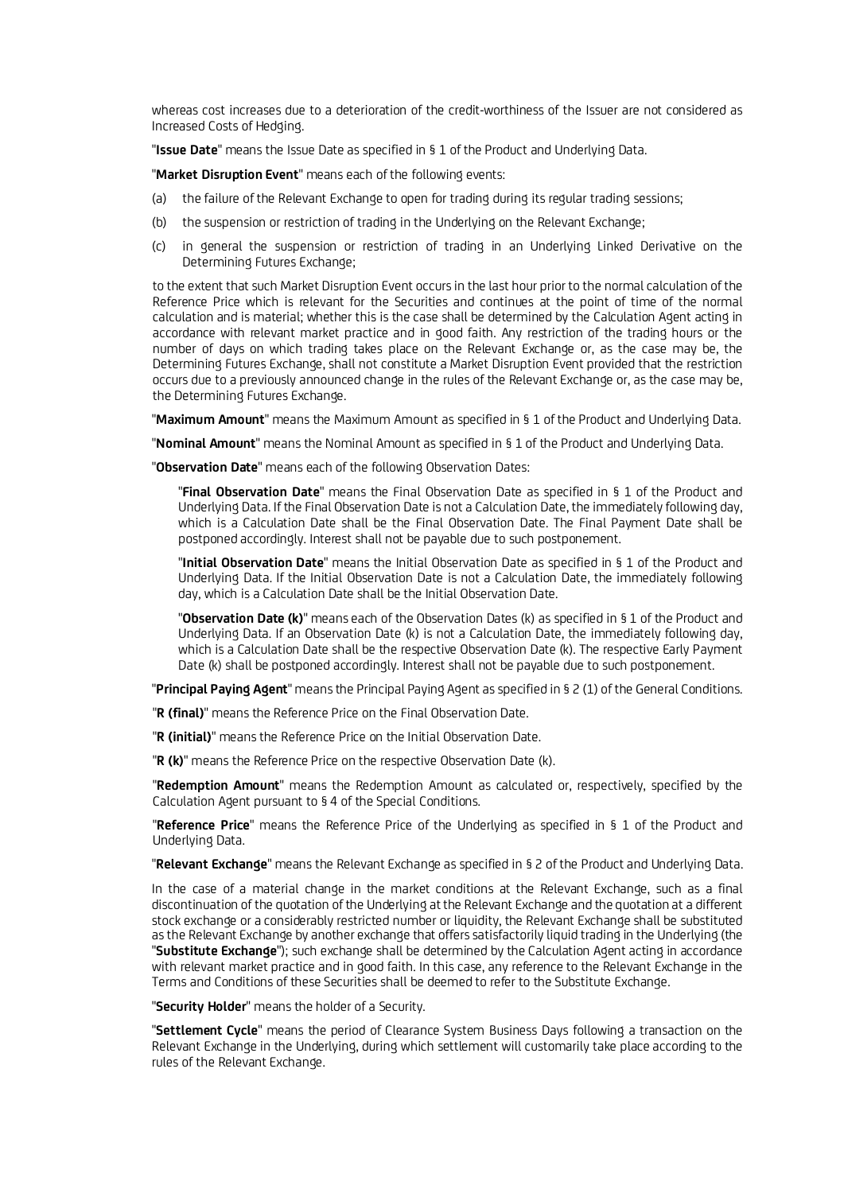whereas cost increases due to a deterioration of the credit-worthiness of the Issuer are not considered as Increased Costs of Hedging.

"**Issue Date**" means the Issue Date as specified in § 1 of the Product and Underlying Data.

"**Market Disruption Event**" means each of the following events:

(a) the failure of the Relevant Exchange to open for trading during its regular trading sessions;

(b) the suspension or restriction of trading in the Underlying on the Relevant Exchange;

(c) in general the suspension or restriction of trading in an Underlying Linked Derivative on the Determining Futures Exchange;

to the extent that such Market Disruption Event occurs in the last hour prior to the normal calculation of the Reference Price which is relevant for the Securities and continues at the point of time of the normal calculation and is material; whether this is the case shall be determined by the Calculation Agent acting in accordance with relevant market practice and in good faith. Any restriction of the trading hours or the number of days on which trading takes place on the Relevant Exchange or, as the case may be, the Determining Futures Exchange, shall not constitute a Market Disruption Event provided that the restriction occurs due to a previously announced change in the rules of the Relevant Exchange or, as the case may be, the Determining Futures Exchange.

"**Maximum Amount**" means the Maximum Amount as specified in § 1 of the Product and Underlying Data.

"**Nominal Amount**" means the Nominal Amount as specified in § 1 of the Product and Underlying Data.

"**Observation Date**" means each of the following Observation Dates:

"**Final Observation Date**" means the Final Observation Date as specified in § 1 of the Product and Underlying Data. If the Final Observation Date is not a Calculation Date, the immediately following day, which is a Calculation Date shall be the Final Observation Date. The Final Payment Date shall be postponed accordingly. Interest shall not be payable due to such postponement.

"**Initial Observation Date**" means the Initial Observation Date as specified in § 1 of the Product and Underlying Data. If the Initial Observation Date is not a Calculation Date, the immediately following day, which is a Calculation Date shall be the Initial Observation Date.

"**Observation Date (k)**" means each of the Observation Dates (k) as specified in § 1 of the Product and Underlying Data. If an Observation Date (k) is not a Calculation Date, the immediately following day, which is a Calculation Date shall be the respective Observation Date (k). The respective Early Payment Date (k) shall be postponed accordingly. Interest shall not be payable due to such postponement.

"**Principal Paying Agent**" means the Principal Paying Agent as specified in § 2 (1) of the General Conditions.

"**R (final)**" means the Reference Price on the Final Observation Date.

"**R (initial)**" means the Reference Price on the Initial Observation Date.

"**R (k)**" means the Reference Price on the respective Observation Date (k).

"**Redemption Amount**" means the Redemption Amount as calculated or, respectively, specified by the Calculation Agent pursuant to § 4 of the Special Conditions.

"**Reference Price**" means the Reference Price of the Underlying as specified in § 1 of the Product and Underlying Data.

"**Relevant Exchange**" means the Relevant Exchange as specified in § 2 of the Product and Underlying Data.

In the case of a material change in the market conditions at the Relevant Exchange, such as a final discontinuation of the quotation of the Underlying at the Relevant Exchange and the quotation at a different stock exchange or a considerably restricted number or liquidity, the Relevant Exchange shall be substituted as the Relevant Exchange by another exchange that offers satisfactorily liquid trading in the Underlying (the "**Substitute Exchange**"); such exchange shall be determined by the Calculation Agent acting in accordance with relevant market practice and in good faith. In this case, any reference to the Relevant Exchange in the Terms and Conditions of these Securities shall be deemed to refer to the Substitute Exchange.

"**Security Holder**" means the holder of a Security.

"**Settlement Cycle**" means the period of Clearance System Business Days following a transaction on the Relevant Exchange in the Underlying, during which settlement will customarily take place according to the rules of the Relevant Exchange.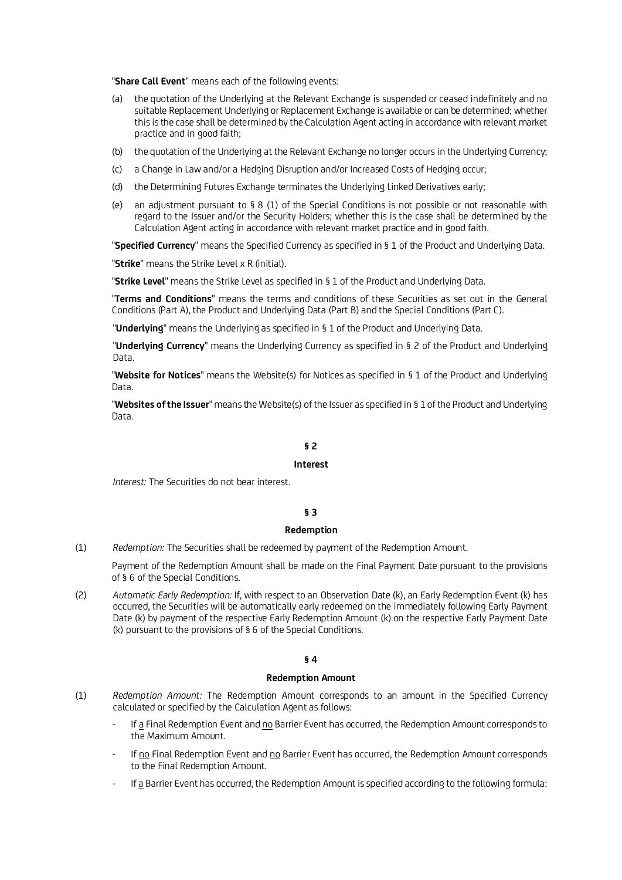"**Share Call Event**" means each of the following events:

(a) the quotation of the Underlying at the Relevant Exchange is suspended or ceased indefinitely and no suitable Replacement Underlying or Replacement Exchange is available or can be determined; whether this is the case shall be determined by the Calculation Agent acting in accordance with relevant market practice and in good faith;

(b) the quotation of the Underlying at the Relevant Exchange no longer occurs in the Underlying Currency;

(c) a Change in Law and/or a Hedging Disruption and/or Increased Costs of Hedging occur;

(d) the Determining Futures Exchange terminates the Underlying Linked Derivatives early;

(e) an adjustment pursuant to § 8 (1) of the Special Conditions is not possible or not reasonable with regard to the Issuer and/or the Security Holders; whether this is the case shall be determined by the Calculation Agent acting in accordance with relevant market practice and in good faith.

"**Specified Currency**" means the Specified Currency as specified in § 1 of the Product and Underlying Data.

"**Strike**" means the Strike Level x R (initial).

"**Strike Level**" means the Strike Level as specified in § 1 of the Product and Underlying Data.

"**Terms and Conditions**" means the terms and conditions of these Securities as set out in the General Conditions (Part A), the Product and Underlying Data (Part B) and the Special Conditions (Part C).

"**Underlying**" means the Underlying as specified in § 1 of the Product and Underlying Data.

"**Underlying Currency**" means the Underlying Currency as specified in § 2 of the Product and Underlying Data.

"**Website for Notices**" means the Website(s) for Notices as specified in § 1 of the Product and Underlying Data.

"**Websites of the Issuer**" means the Website(s) of the Issuer as specified in § 1 of the Product and Underlying Data.

## § 2

## Interest

*Interest:* The Securities do not bear interest.

## § 3

## Redemption

(1) *Redemption:* The Securities shall be redeemed by payment of the Redemption Amount.

Payment of the Redemption Amount shall be made on the Final Payment Date pursuant to the provisions of § 6 of the Special Conditions.

(2) *Automatic Early Redemption:* If, with respect to an Observation Date (k), an Early Redemption Event (k) has occurred, the Securities will be automatically early redeemed on the immediately following Early Payment Date (k) by payment of the respective Early Redemption Amount (k) on the respective Early Payment Date (k) pursuant to the provisions of § 6 of the Special Conditions.

## § 4

## Redemption Amount

(1) *Redemption Amount:* The Redemption Amount corresponds to an amount in the Specified Currency calculated or specified by the Calculation Agent as follows:

- If a Final Redemption Event and no Barrier Event has occurred, the Redemption Amount corresponds to the Maximum Amount.
- If no Final Redemption Event and no Barrier Event has occurred, the Redemption Amount corresponds to the Final Redemption Amount.
- If a Barrier Event has occurred, the Redemption Amount is specified according to the following formula: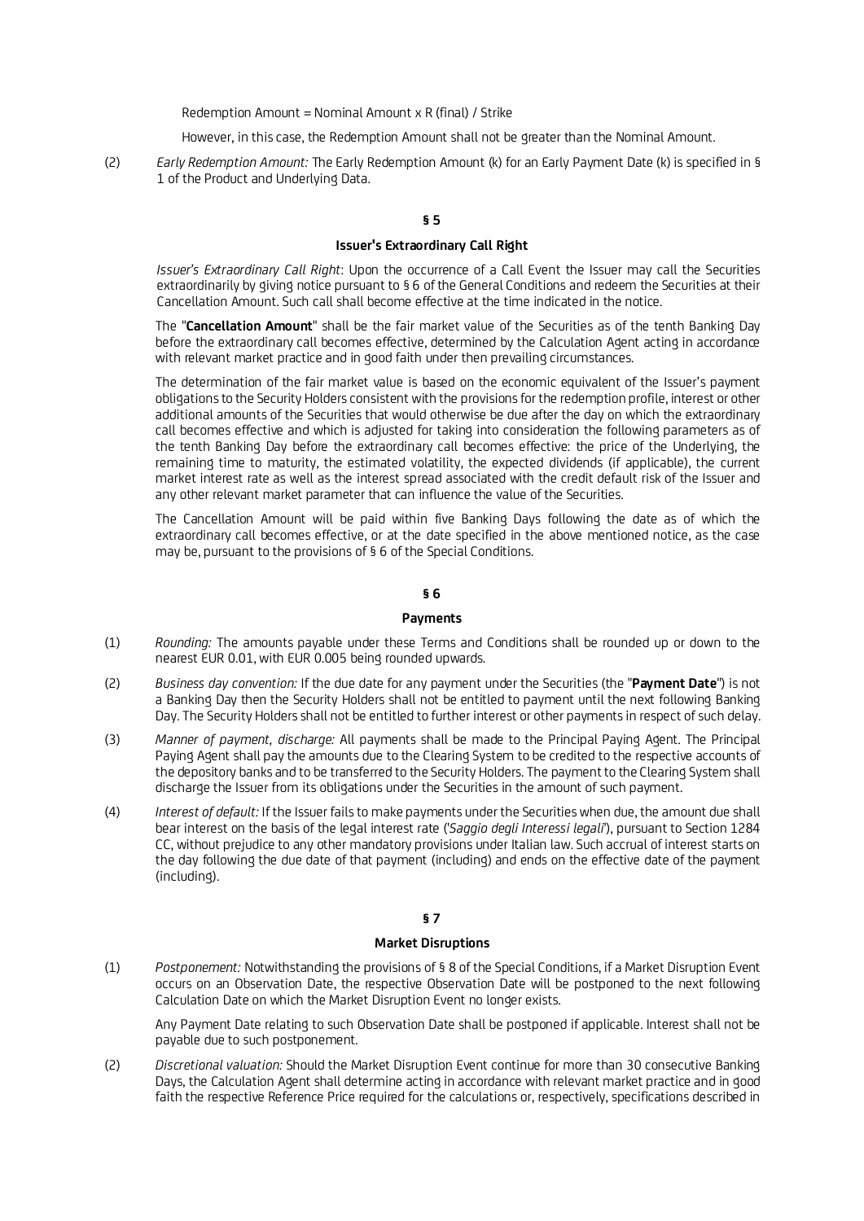Redemption Amount = Nominal Amount x R (final) / Strike

However, in this case, the Redemption Amount shall not be greater than the Nominal Amount.

(2) *Early Redemption Amount:* The Early Redemption Amount (k) for an Early Payment Date (k) is specified in § 1 of the Product and Underlying Data.

## § 5

### Issuer's Extraordinary Call Right

*Issuer's Extraordinary Call Right*: Upon the occurrence of a Call Event the Issuer may call the Securities extraordinarily by giving notice pursuant to § 6 of the General Conditions and redeem the Securities at their Cancellation Amount. Such call shall become effective at the time indicated in the notice.

The "**Cancellation Amount**" shall be the fair market value of the Securities as of the tenth Banking Day before the extraordinary call becomes effective, determined by the Calculation Agent acting in accordance with relevant market practice and in good faith under then prevailing circumstances.

The determination of the fair market value is based on the economic equivalent of the Issuer's payment obligations to the Security Holders consistent with the provisions for the redemption profile, interest or other additional amounts of the Securities that would otherwise be due after the day on which the extraordinary call becomes effective and which is adjusted for taking into consideration the following parameters as of the tenth Banking Day before the extraordinary call becomes effective: the price of the Underlying, the remaining time to maturity, the estimated volatility, the expected dividends (if applicable), the current market interest rate as well as the interest spread associated with the credit default risk of the Issuer and any other relevant market parameter that can influence the value of the Securities.

The Cancellation Amount will be paid within five Banking Days following the date as of which the extraordinary call becomes effective, or at the date specified in the above mentioned notice, as the case may be, pursuant to the provisions of § 6 of the Special Conditions.

## § 6

### Payments

(1) *Rounding:* The amounts payable under these Terms and Conditions shall be rounded up or down to the nearest EUR 0.01, with EUR 0.005 being rounded upwards.

(2) *Business day convention:* If the due date for any payment under the Securities (the "**Payment Date**") is not a Banking Day then the Security Holders shall not be entitled to payment until the next following Banking Day. The Security Holders shall not be entitled to further interest or other payments in respect of such delay.

(3) *Manner of payment, discharge:* All payments shall be made to the Principal Paying Agent. The Principal Paying Agent shall pay the amounts due to the Clearing System to be credited to the respective accounts of the depository banks and to be transferred to the Security Holders. The payment to the Clearing System shall discharge the Issuer from its obligations under the Securities in the amount of such payment.

(4) *Interest of default:* If the Issuer fails to make payments under the Securities when due, the amount due shall bear interest on the basis of the legal interest rate ('*Saggio degli Interessi legali*'), pursuant to Section 1284 CC, without prejudice to any other mandatory provisions under Italian law. Such accrual of interest starts on the day following the due date of that payment (including) and ends on the effective date of the payment (including).

## § 7

### Market Disruptions

(1) *Postponement:* Notwithstanding the provisions of § 8 of the Special Conditions, if a Market Disruption Event occurs on an Observation Date, the respective Observation Date will be postponed to the next following Calculation Date on which the Market Disruption Event no longer exists.

Any Payment Date relating to such Observation Date shall be postponed if applicable. Interest shall not be payable due to such postponement.

(2) *Discretional valuation:* Should the Market Disruption Event continue for more than 30 consecutive Banking Days, the Calculation Agent shall determine acting in accordance with relevant market practice and in good faith the respective Reference Price required for the calculations or, respectively, specifications described in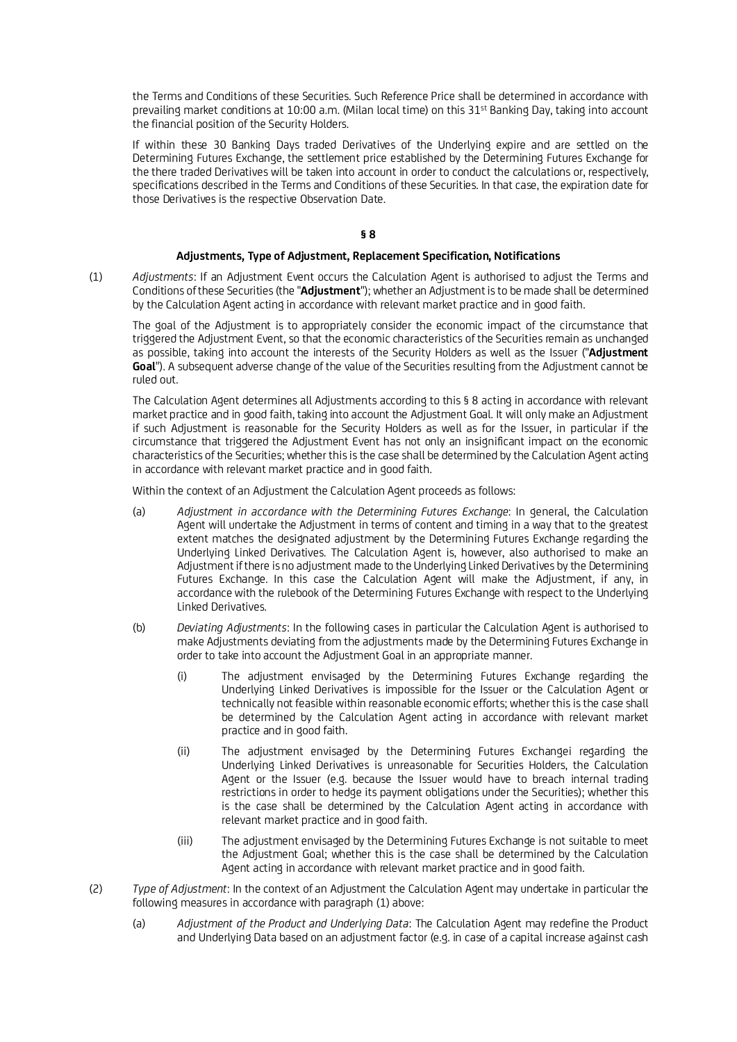the Terms and Conditions of these Securities. Such Reference Price shall be determined in accordance with prevailing market conditions at 10:00 a.m. (Milan local time) on this 31st Banking Day, taking into account the financial position of the Security Holders.

If within these 30 Banking Days traded Derivatives of the Underlying expire and are settled on the Determining Futures Exchange, the settlement price established by the Determining Futures Exchange for the there traded Derivatives will be taken into account in order to conduct the calculations or, respectively, specifications described in the Terms and Conditions of these Securities. In that case, the expiration date for those Derivatives is the respective Observation Date.

## § 8

### Adjustments, Type of Adjustment, Replacement Specification, Notifications

(1) *Adjustments*: If an Adjustment Event occurs the Calculation Agent is authorised to adjust the Terms and Conditions of these Securities (the "**Adjustment**"); whether an Adjustment is to be made shall be determined by the Calculation Agent acting in accordance with relevant market practice and in good faith.

The goal of the Adjustment is to appropriately consider the economic impact of the circumstance that triggered the Adjustment Event, so that the economic characteristics of the Securities remain as unchanged as possible, taking into account the interests of the Security Holders as well as the Issuer ("**Adjustment Goal**"). A subsequent adverse change of the value of the Securities resulting from the Adjustment cannot be ruled out.

The Calculation Agent determines all Adjustments according to this § 8 acting in accordance with relevant market practice and in good faith, taking into account the Adjustment Goal. It will only make an Adjustment if such Adjustment is reasonable for the Security Holders as well as for the Issuer, in particular if the circumstance that triggered the Adjustment Event has not only an insignificant impact on the economic characteristics of the Securities; whether this is the case shall be determined by the Calculation Agent acting in accordance with relevant market practice and in good faith.

Within the context of an Adjustment the Calculation Agent proceeds as follows:

(a) *Adjustment in accordance with the Determining Futures Exchange*: In general, the Calculation Agent will undertake the Adjustment in terms of content and timing in a way that to the greatest extent matches the designated adjustment by the Determining Futures Exchange regarding the Underlying Linked Derivatives. The Calculation Agent is, however, also authorised to make an Adjustment if there is no adjustment made to the Underlying Linked Derivatives by the Determining Futures Exchange. In this case the Calculation Agent will make the Adjustment, if any, in accordance with the rulebook of the Determining Futures Exchange with respect to the Underlying Linked Derivatives.

(b) *Deviating Adjustments*: In the following cases in particular the Calculation Agent is authorised to make Adjustments deviating from the adjustments made by the Determining Futures Exchange in order to take into account the Adjustment Goal in an appropriate manner.

(i) The adjustment envisaged by the Determining Futures Exchange regarding the Underlying Linked Derivatives is impossible for the Issuer or the Calculation Agent or technically not feasible within reasonable economic efforts; whether this is the case shall be determined by the Calculation Agent acting in accordance with relevant market practice and in good faith.

(ii) The adjustment envisaged by the Determining Futures Exchangei regarding the Underlying Linked Derivatives is unreasonable for Securities Holders, the Calculation Agent or the Issuer (e.g. because the Issuer would have to breach internal trading restrictions in order to hedge its payment obligations under the Securities); whether this is the case shall be determined by the Calculation Agent acting in accordance with relevant market practice and in good faith.

(iii) The adjustment envisaged by the Determining Futures Exchange is not suitable to meet the Adjustment Goal; whether this is the case shall be determined by the Calculation Agent acting in accordance with relevant market practice and in good faith.

(2) *Type of Adjustment*: In the context of an Adjustment the Calculation Agent may undertake in particular the following measures in accordance with paragraph (1) above:

(a) *Adjustment of the Product and Underlying Data*: The Calculation Agent may redefine the Product and Underlying Data based on an adjustment factor (e.g. in case of a capital increase against cash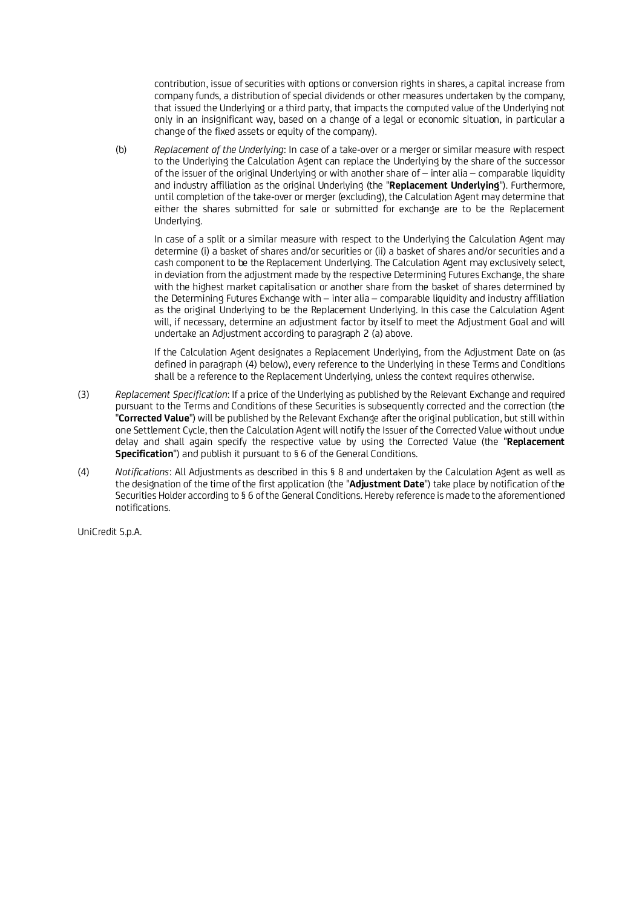contribution, issue of securities with options or conversion rights in shares, a capital increase from company funds, a distribution of special dividends or other measures undertaken by the company, that issued the Underlying or a third party, that impacts the computed value of the Underlying not only in an insignificant way, based on a change of a legal or economic situation, in particular a change of the fixed assets or equity of the company).

(b) *Replacement of the Underlying*: In case of a take-over or a merger or similar measure with respect to the Underlying the Calculation Agent can replace the Underlying by the share of the successor of the issuer of the original Underlying or with another share of – inter alia – comparable liquidity and industry affiliation as the original Underlying (the "**Replacement Underlying**"). Furthermore, until completion of the take-over or merger (excluding), the Calculation Agent may determine that either the shares submitted for sale or submitted for exchange are to be the Replacement Underlying.

In case of a split or a similar measure with respect to the Underlying the Calculation Agent may determine (i) a basket of shares and/or securities or (ii) a basket of shares and/or securities and a cash component to be the Replacement Underlying. The Calculation Agent may exclusively select, in deviation from the adjustment made by the respective Determining Futures Exchange, the share with the highest market capitalisation or another share from the basket of shares determined by the Determining Futures Exchange with – inter alia – comparable liquidity and industry affiliation as the original Underlying to be the Replacement Underlying. In this case the Calculation Agent will, if necessary, determine an adjustment factor by itself to meet the Adjustment Goal and will undertake an Adjustment according to paragraph 2 (a) above.

If the Calculation Agent designates a Replacement Underlying, from the Adjustment Date on (as defined in paragraph (4) below), every reference to the Underlying in these Terms and Conditions shall be a reference to the Replacement Underlying, unless the context requires otherwise.

(3) *Replacement Specification*: If a price of the Underlying as published by the Relevant Exchange and required pursuant to the Terms and Conditions of these Securities is subsequently corrected and the correction (the "**Corrected Value**") will be published by the Relevant Exchange after the original publication, but still within one Settlement Cycle, then the Calculation Agent will notify the Issuer of the Corrected Value without undue delay and shall again specify the respective value by using the Corrected Value (the "**Replacement Specification**") and publish it pursuant to § 6 of the General Conditions.

(4) *Notifications*: All Adjustments as described in this § 8 and undertaken by the Calculation Agent as well as the designation of the time of the first application (the "**Adjustment Date**") take place by notification of the Securities Holder according to § 6 of the General Conditions. Hereby reference is made to the aforementioned notifications.

UniCredit S.p.A.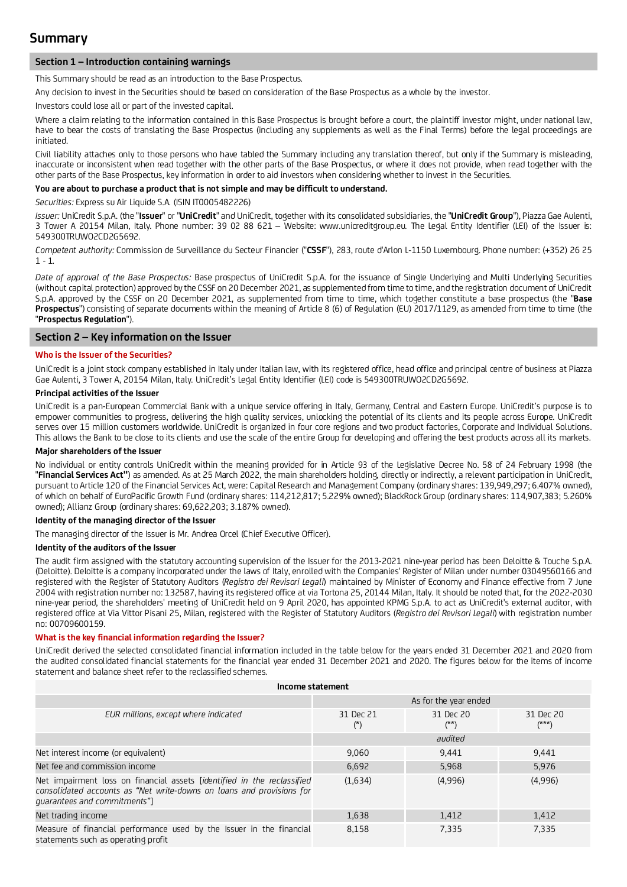# Summary

## Section 1 – Introduction containing warnings

This Summary should be read as an introduction to the Base Prospectus.

Any decision to invest in the Securities should be based on consideration of the Base Prospectus as a whole by the investor.

Investors could lose all or part of the invested capital.

Where a claim relating to the information contained in this Base Prospectus is brought before a court, the plaintiff investor might, under national law, have to bear the costs of translating the Base Prospectus (including any supplements as well as the Final Terms) before the legal proceedings are initiated.

Civil liability attaches only to those persons who have tabled the Summary including any translation thereof, but only if the Summary is misleading, inaccurate or inconsistent when read together with the other parts of the Base Prospectus, or where it does not provide, when read together with the other parts of the Base Prospectus, key information in order to aid investors when considering whether to invest in the Securities.

**You are about to purchase a product that is not simple and may be difficult to understand.**

*Securities:* Express su Air Liquide S.A. (ISIN IT0005482226)

*Issuer:* UniCredit S.p.A. (the "**Issuer**" or "**UniCredit**" and UniCredit, together with its consolidated subsidiaries, the "**UniCredit Group**"), Piazza Gae Aulenti, 3 Tower A 20154 Milan, Italy. Phone number: 39 02 88 621 – Website: www.unicreditgroup.eu. The Legal Entity Identifier (LEI) of the Issuer is: 549300TRUWO2CD2G5692.

*Competent authority:* Commission de Surveillance du Secteur Financier ("**CSSF**"), 283, route d'Arlon L-1150 Luxembourg. Phone number: (+352) 26 25 1 - 1.

*Date of approval of the Base Prospectus:* Base prospectus of UniCredit S.p.A. for the issuance of Single Underlying and Multi Underlying Securities (without capital protection) approved by the CSSF on 20 December 2021, as supplemented from time to time, and the registration document of UniCredit S.p.A. approved by the CSSF on 20 December 2021, as supplemented from time to time, which together constitute a base prospectus (the "**Base Prospectus**") consisting of separate documents within the meaning of Article 8 (6) of Regulation (EU) 2017/1129, as amended from time to time (the "**Prospectus Regulation**").

## Section 2 – Key information on the Issuer

### Who is the Issuer of the Securities?

UniCredit is a joint stock company established in Italy under Italian law, with its registered office, head office and principal centre of business at Piazza Gae Aulenti, 3 Tower A, 20154 Milan, Italy. UniCredit's Legal Entity Identifier (LEI) code is 549300TRUWO2CD2G5692.

**Principal activities of the Issuer**

UniCredit is a pan-European Commercial Bank with a unique service offering in Italy, Germany, Central and Eastern Europe. UniCredit's purpose is to empower communities to progress, delivering the high quality services, unlocking the potential of its clients and its people across Europe. UniCredit serves over 15 million customers worldwide. UniCredit is organized in four core regions and two product factories, Corporate and Individual Solutions. This allows the Bank to be close to its clients and use the scale of the entire Group for developing and offering the best products across all its markets.

**Major shareholders of the Issuer**

No individual or entity controls UniCredit within the meaning provided for in Article 93 of the Legislative Decree No. 58 of 24 February 1998 (the "**Financial Services Act"**) as amended. As at 25 March 2022, the main shareholders holding, directly or indirectly, a relevant participation in UniCredit, pursuant to Article 120 of the Financial Services Act, were: Capital Research and Management Company (ordinary shares: 139,949,297; 6.407% owned), of which on behalf of EuroPacific Growth Fund (ordinary shares: 114,212,817; 5.229% owned); BlackRock Group (ordinary shares: 114,907,383; 5.260% owned); Allianz Group (ordinary shares: 69,622,203; 3.187% owned).

**Identity of the managing director of the Issuer**

The managing director of the Issuer is Mr. Andrea Orcel (Chief Executive Officer).

**Identity of the auditors of the Issuer**

The audit firm assigned with the statutory accounting supervision of the Issuer for the 2013-2021 nine-year period has been Deloitte & Touche S.p.A. (Deloitte). Deloitte is a company incorporated under the laws of Italy, enrolled with the Companies' Register of Milan under number 03049560166 and registered with the Register of Statutory Auditors (*Registro dei Revisori Legali*) maintained by Minister of Economy and Finance effective from 7 June 2004 with registration number no: 132587, having its registered office at via Tortona 25, 20144 Milan, Italy. It should be noted that, for the 2022-2030 nine-year period, the shareholders' meeting of UniCredit held on 9 April 2020, has appointed KPMG S.p.A. to act as UniCredit's external auditor, with registered office at Via Vittor Pisani 25, Milan, registered with the Register of Statutory Auditors (*Registro dei Revisori Legali*) with registration number no: 00709600159.

### What is the key financial information regarding the Issuer?

UniCredit derived the selected consolidated financial information included in the table below for the years ended 31 December 2021 and 2020 from the audited consolidated financial statements for the financial year ended 31 December 2021 and 2020. The figures below for the items of income statement and balance sheet refer to the reclassified schemes.

| Income statement | | | |
|---|---|---|---|
| | As for the year ended | | |
| *EUR millions, except where indicated* | 31 Dec 21 (*) | 31 Dec 20 (**) | 31 Dec 20 (***) |
| | *audited* | | |
| Net interest income (or equivalent) | 9,060 | 9,441 | 9,441 |
| Net fee and commission income | 6,692 | 5,968 | 5,976 |
| Net impairment loss on financial assets [*identified in the reclassified consolidated accounts as "Net write-downs on loans and provisions for guarantees and commitments"*] | (1,634) | (4,996) | (4,996) |
| Net trading income | 1,638 | 1,412 | 1,412 |
| Measure of financial performance used by the Issuer in the financial statements such as operating profit | 8,158 | 7,335 | 7,335 |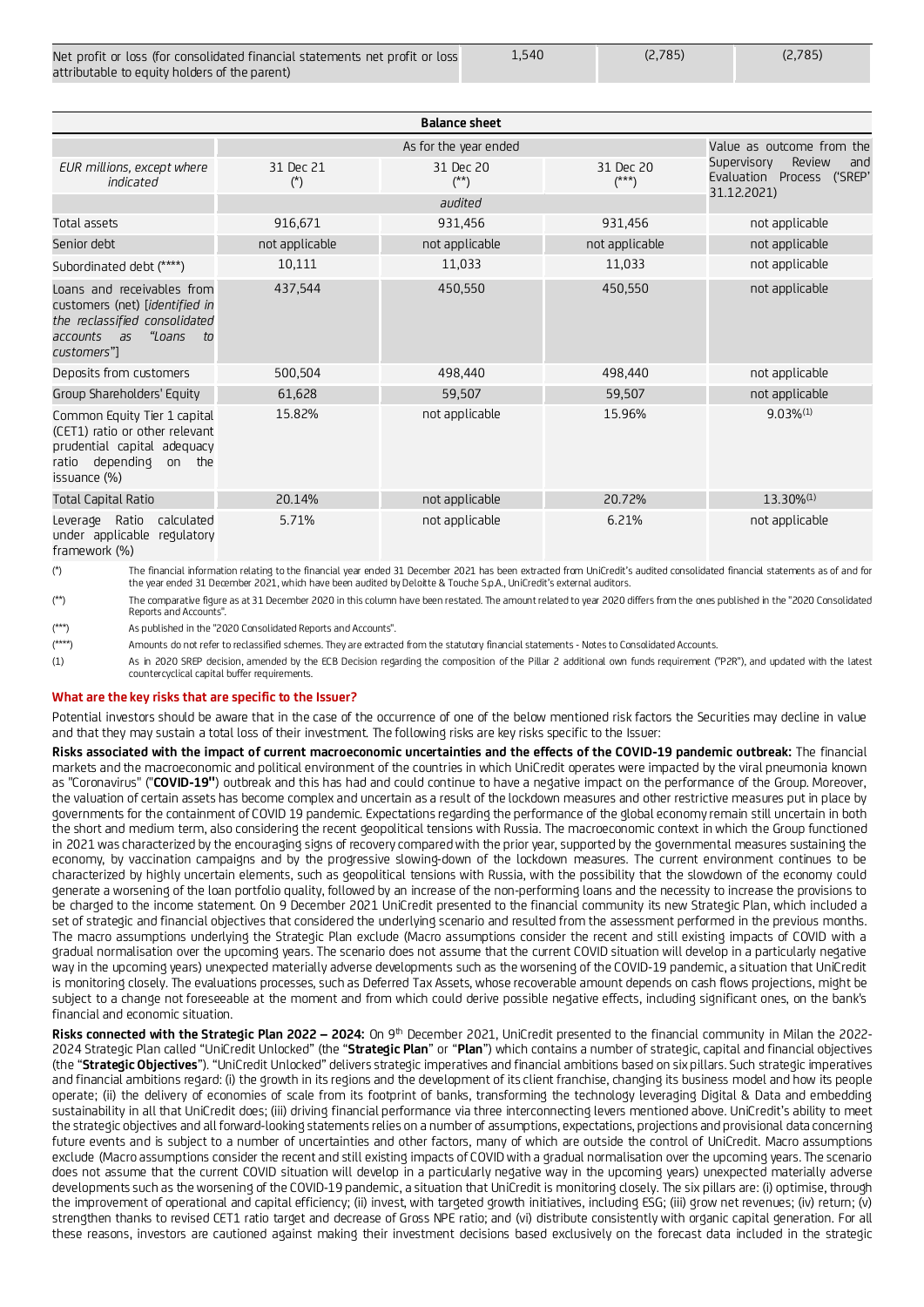| Net profit or loss (for consolidated financial statements net profit or loss attributable to equity holders of the parent) | 1,540 | (2,785) | (2,785) |
|---|---|---|---|

| Balance sheet | | | | |
|---|---|---|---|---|
| | As for the year ended | | | Value as outcome from the Supervisory Review and Evaluation Process ('SREP' 31.12.2021) |
| *EUR millions, except where indicated* | 31 Dec 21 (*) | 31 Dec 20 (**) | 31 Dec 20 (***) | |
| | | audited | | |
| Total assets | 916,671 | 931,456 | 931,456 | not applicable |
| Senior debt | not applicable | not applicable | not applicable | not applicable |
| Subordinated debt (****) | 10,111 | 11,033 | 11,033 | not applicable |
| Loans and receivables from customers (net) [*identified in the reclassified consolidated accounts as "Loans to customers"*] | 437,544 | 450,550 | 450,550 | not applicable |
| Deposits from customers | 500,504 | 498,440 | 498,440 | not applicable |
| Group Shareholders' Equity | 61,628 | 59,507 | 59,507 | not applicable |
| Common Equity Tier 1 capital (CET1) ratio or other relevant prudential capital adequacy ratio depending on the issuance (%) | 15.82% | not applicable | 15.96% | 9.03%[(1)] |
| Total Capital Ratio | 20.14% | not applicable | 20.72% | 13.30%[(1)] |
| Leverage Ratio calculated under applicable regulatory framework (%) | 5.71% | not applicable | 6.21% | not applicable |

(*) The financial information relating to the financial year ended 31 December 2021 has been extracted from UniCredit's audited consolidated financial statements as of and for the year ended 31 December 2021, which have been audited by Deloitte & Touche S.p.A., UniCredit's external auditors.

(**) The comparative figure as at 31 December 2020 in this column have been restated. The amount related to year 2020 differs from the ones published in the "2020 Consolidated Reports and Accounts".

(***) As published in the "2020 Consolidated Reports and Accounts".

(****) Amounts do not refer to reclassified schemes. They are extracted from the statutory financial statements - Notes to Consolidated Accounts.

(1) As in 2020 SREP decision, amended by the ECB Decision regarding the composition of the Pillar 2 additional own funds requirement ("P2R"), and updated with the latest countercyclical capital buffer requirements.

**What are the key risks that are specific to the Issuer?**

Potential investors should be aware that in the case of the occurrence of one of the below mentioned risk factors the Securities may decline in value and that they may sustain a total loss of their investment. The following risks are key risks specific to the Issuer:

**Risks associated with the impact of current macroeconomic uncertainties and the effects of the COVID-19 pandemic outbreak:** The financial markets and the macroeconomic and political environment of the countries in which UniCredit operates were impacted by the viral pneumonia known as "Coronavirus" ("**COVID-19"**) outbreak and this has had and could continue to have a negative impact on the performance of the Group. Moreover, the valuation of certain assets has become complex and uncertain as a result of the lockdown measures and other restrictive measures put in place by governments for the containment of COVID 19 pandemic. Expectations regarding the performance of the global economy remain still uncertain in both the short and medium term, also considering the recent geopolitical tensions with Russia. The macroeconomic context in which the Group functioned in 2021 was characterized by the encouraging signs of recovery compared with the prior year, supported by the governmental measures sustaining the economy, by vaccination campaigns and by the progressive slowing-down of the lockdown measures. The current environment continues to be characterized by highly uncertain elements, such as geopolitical tensions with Russia, with the possibility that the slowdown of the economy could generate a worsening of the loan portfolio quality, followed by an increase of the non-performing loans and the necessity to increase the provisions to be charged to the income statement. On 9 December 2021 UniCredit presented to the financial community its new Strategic Plan, which included a set of strategic and financial objectives that considered the underlying scenario and resulted from the assessment performed in the previous months. The macro assumptions underlying the Strategic Plan exclude (Macro assumptions consider the recent and still existing impacts of COVID with a gradual normalisation over the upcoming years. The scenario does not assume that the current COVID situation will develop in a particularly negative way in the upcoming years) unexpected materially adverse developments such as the worsening of the COVID-19 pandemic, a situation that UniCredit is monitoring closely. The evaluations processes, such as Deferred Tax Assets, whose recoverable amount depends on cash flows projections, might be subject to a change not foreseeable at the moment and from which could derive possible negative effects, including significant ones, on the bank's financial and economic situation.

**Risks connected with the Strategic Plan 2022 – 2024:** On 9th December 2021, UniCredit presented to the financial community in Milan the 2022-2024 Strategic Plan called "UniCredit Unlocked" (the "**Strategic Plan**" or "**Plan**") which contains a number of strategic, capital and financial objectives (the "**Strategic Objectives**"). "UniCredit Unlocked" delivers strategic imperatives and financial ambitions based on six pillars. Such strategic imperatives and financial ambitions regard: (i) the growth in its regions and the development of its client franchise, changing its business model and how its people operate; (ii) the delivery of economies of scale from its footprint of banks, transforming the technology leveraging Digital & Data and embedding sustainability in all that UniCredit does; (iii) driving financial performance via three interconnecting levers mentioned above. UniCredit's ability to meet the strategic objectives and all forward-looking statements relies on a number of assumptions, expectations, projections and provisional data concerning future events and is subject to a number of uncertainties and other factors, many of which are outside the control of UniCredit. Macro assumptions exclude (Macro assumptions consider the recent and still existing impacts of COVID with a gradual normalisation over the upcoming years. The scenario does not assume that the current COVID situation will develop in a particularly negative way in the upcoming years) unexpected materially adverse developments such as the worsening of the COVID-19 pandemic, a situation that UniCredit is monitoring closely. The six pillars are: (i) optimise, through the improvement of operational and capital efficiency; (ii) invest, with targeted growth initiatives, including ESG; (iii) grow net revenues; (iv) return; (v) strengthen thanks to revised CET1 ratio target and decrease of Gross NPE ratio; and (vi) distribute consistently with organic capital generation. For all these reasons, investors are cautioned against making their investment decisions based exclusively on the forecast data included in the strategic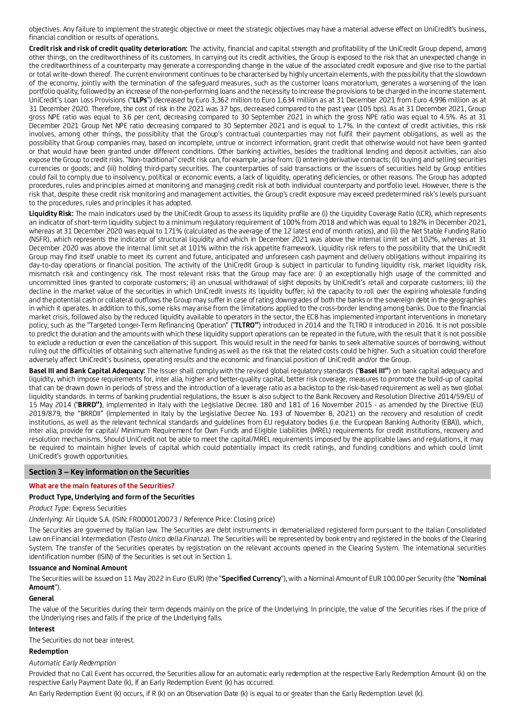objectives. Any failure to implement the strategic objective or meet the strategic objectives may have a material adverse effect on UniCredit's business, financial condition or results of operations.

**Credit risk and risk of credit quality deterioration:** The activity, financial and capital strength and profitability of the UniCredit Group depend, among other things, on the creditworthiness of its customers. In carrying out its credit activities, the Group is exposed to the risk that an unexpected change in the creditworthiness of a counterparty may generate a corresponding change in the value of the associated credit exposure and give rise to the partial or total write-down thereof. The current environment continues to be characterised by highly uncertain elements, with the possibility that the slowdown of the economy, jointly with the termination of the safeguard measures, such as the customer loans moratorium, generates a worsening of the loan portfolio quality, followed by an increase of the non-performing loans and the necessity to increase the provisions to be charged in the income statement. UniCredit's Loan Loss Provisions ("**LLPs**") decreased by Euro 3,362 million to Euro 1,634 million as at 31 December 2021 from Euro 4,996 million as at 31 December 2020. Therefore, the cost of risk in the 2021 was 37 bps, decreased compared to the past year (105 bps). As at 31 December 2021, Group gross NPE ratio was equal to 3.6 per cent, decreasing compared to 30 September 2021 in which the gross NPE ratio was equal to 4.5%. As at 31 December 2021 Group Net NPE ratio decreasing compared to 30 September 2021 and is equal to 1.7%. In the context of credit activities, this risk involves, among other things, the possibility that the Group's contractual counterparties may not fulfil their payment obligations, as well as the possibility that Group companies may, based on incomplete, untrue or incorrect information, grant credit that otherwise would not have been granted or that would have been granted under different conditions. Other banking activities, besides the traditional lending and deposit activities, can also expose the Group to credit risks. "Non-traditional" credit risk can, for example, arise from: (i) entering derivative contracts; (ii) buying and selling securities currencies or goods; and (iii) holding third-party securities. The counterparties of said transactions or the issuers of securities held by Group entities could fail to comply due to insolvency, political or economic events, a lack of liquidity, operating deficiencies, or other reasons. The Group has adopted procedures, rules and principles aimed at monitoring and managing credit risk at both individual counterparty and portfolio level. However, there is the risk that, despite these credit risk monitoring and management activities, the Group's credit exposure may exceed predetermined risk's levels pursuant to the procedures, rules and principles it has adopted.

**Liquidity Risk:** The main indicators used by the UniCredit Group to assess its liquidity profile are (i) the Liquidity Coverage Ratio (LCR), which represents an indicator of short-term liquidity subject to a minimum regulatory requirement of 100% from 2018 and which was equal to 182% in December 2021, whereas at 31 December 2020 was equal to 171% (calculated as the average of the 12 latest end of month ratios), and (ii) the Net Stable Funding Ratio (NSFR), which represents the indicator of structural liquidity and which in December 2021 was above the internal limit set at 102%, whereas at 31 December 2020 was above the internal limit set at 101% within the risk appetite framework. Liquidity risk refers to the possibility that the UniCredit Group may find itself unable to meet its current and future, anticipated and unforeseen cash payment and delivery obligations without impairing its day-to-day operations or financial position. The activity of the UniCredit Group is subject in particular to funding liquidity risk, market liquidity risk, mismatch risk and contingency risk. The most relevant risks that the Group may face are: i) an exceptionally high usage of the committed and uncommitted lines granted to corporate customers; ii) an unusual withdrawal of sight deposits by UniCredit's retail and corporate customers; iii) the decline in the market value of the securities in which UniCredit invests its liquidity buffer; iv) the capacity to roll over the expiring wholesale funding and the potential cash or collateral outflows the Group may suffer in case of rating downgrades of both the banks or the sovereign debt in the geographies in which it operates. In addition to this, some risks may arise from the limitations applied to the cross-border lending among banks. Due to the financial market crisis, followed also by the reduced liquidity available to operators in the sector, the ECB has implemented important interventions in monetary policy, such as the "Targeted Longer-Term Refinancing Operation" ("**TLTRO**") introduced in 2014 and the TLTRO II introduced in 2016. It is not possible to predict the duration and the amounts with which these liquidity support operations can be repeated in the future, with the result that it is not possible to exclude a reduction or even the cancellation of this support. This would result in the need for banks to seek alternative sources of borrowing, without ruling out the difficulties of obtaining such alternative funding as well as the risk that the related costs could be higher. Such a situation could therefore adversely affect UniCredit's business, operating results and the economic and financial position of UniCredit and/or the Group.

**Basel III and Bank Capital Adequacy:** The Issuer shall comply with the revised global regulatory standards ("**Basel III**") on bank capital adequacy and liquidity, which impose requirements for, inter alia, higher and better-quality capital, better risk coverage, measures to promote the build-up of capital that can be drawn down in periods of stress and the introduction of a leverage ratio as a backstop to the risk-based requirement as well as two global liquidity standards. In terms of banking prudential regulations, the Issuer is also subject to the Bank Recovery and Resolution Directive 2014/59/EU of 15 May 2014 ("**BRRD**"), implemented in Italy with the Legislative Decree. 180 and 181 of 16 November 2015 - as amended by the Directive (EU) 2019/879, the "BRRDII" (implemented in Italy by the Legislative Decree No. 193 of November 8, 2021) on the recovery and resolution of credit institutions, as well as the relevant technical standards and guidelines from EU regulatory bodies (i.e. the European Banking Authority (EBA)), which, inter alia, provide for capital/ Minimum Requirement for Own Funds and Eligible Liabilities (MREL) requirements for credit institutions, recovery and resolution mechanisms. Should UniCredit not be able to meet the capital/MREL requirements imposed by the applicable laws and regulations, it may be required to maintain higher levels of capital which could potentially impact its credit ratings, and funding conditions and which could limit UniCredit's growth opportunities.

## Section 3 – Key information on the Securities

### What are the main features of the Securities?

#### Product Type, Underlying and form of the Securities

*Product Type*: Express Securities

*Underlying*: Air Liquide S.A. (ISIN: FR0000120073 / Reference Price: Closing price)

The Securities are governed by Italian law. The Securities are debt instruments in dematerialized registered form pursuant to the Italian Consolidated Law on Financial Intermediation (*Testo Unico della Finanza*). The Securities will be represented by book entry and registered in the books of the Clearing System. The transfer of the Securities operates by registration on the relevant accounts opened in the Clearing System. The international securities identification number (ISIN) of the Securities is set out in Section 1.

#### Issuance and Nominal Amount

The Securities will be issued on 11 May 2022 in Euro (EUR) (the "**Specified Currency**"), with a Nominal Amount of EUR 100.00 per Security (the "**Nominal Amount**").

#### General

The value of the Securities during their term depends mainly on the price of the Underlying. In principle, the value of the Securities rises if the price of the Underlying rises and falls if the price of the Underlying falls.

#### Interest

The Securities do not bear interest.

#### Redemption

*Automatic Early Redemption*

Provided that no Call Event has occurred, the Securities allow for an automatic early redemption at the respective Early Redemption Amount (k) on the respective Early Payment Date (k), if an Early Redemption Event (k) has occurred.

An Early Redemption Event (k) occurs, if R (k) on an Observation Date (k) is equal to or greater than the Early Redemption Level (k).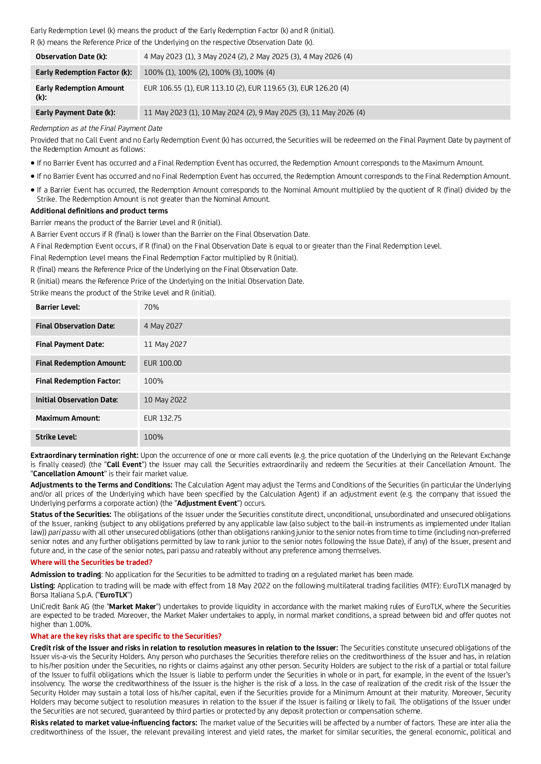Early Redemption Level (k) means the product of the Early Redemption Factor (k) and R (initial).

R (k) means the Reference Price of the Underlying on the respective Observation Date (k).

| | |
|---|---|
| **Observation Date (k):** | 4 May 2023 (1), 3 May 2024 (2), 2 May 2025 (3), 4 May 2026 (4) |
| **Early Redemption Factor (k):** | 100% (1), 100% (2), 100% (3), 100% (4) |
| **Early Redemption Amount (k):** | EUR 106.55 (1), EUR 113.10 (2), EUR 119.65 (3), EUR 126.20 (4) |
| **Early Payment Date (k):** | 11 May 2023 (1), 10 May 2024 (2), 9 May 2025 (3), 11 May 2026 (4) |

*Redemption as at the Final Payment Date*

Provided that no Call Event and no Early Redemption Event (k) has occurred, the Securities will be redeemed on the Final Payment Date by payment of the Redemption Amount as follows:

- If no Barrier Event has occurred and a Final Redemption Event has occurred, the Redemption Amount corresponds to the Maximum Amount.
- If no Barrier Event has occurred and no Final Redemption Event has occurred, the Redemption Amount corresponds to the Final Redemption Amount.
- If a Barrier Event has occurred, the Redemption Amount corresponds to the Nominal Amount multiplied by the quotient of R (final) divided by the Strike. The Redemption Amount is not greater than the Nominal Amount.

**Additional definitions and product terms**

Barrier means the product of the Barrier Level and R (initial).

A Barrier Event occurs if R (final) is lower than the Barrier on the Final Observation Date.

A Final Redemption Event occurs, if R (final) on the Final Observation Date is equal to or greater than the Final Redemption Level.

Final Redemption Level means the Final Redemption Factor multiplied by R (initial).

R (final) means the Reference Price of the Underlying on the Final Observation Date.

R (initial) means the Reference Price of the Underlying on the Initial Observation Date.

Strike means the product of the Strike Level and R (initial).

| | |
|---|---|
| **Barrier Level:** | 70% |
| **Final Observation Date:** | 4 May 2027 |
| **Final Payment Date:** | 11 May 2027 |
| **Final Redemption Amount:** | EUR 100.00 |
| **Final Redemption Factor:** | 100% |
| **Initial Observation Date:** | 10 May 2022 |
| **Maximum Amount:** | EUR 132.75 |
| **Strike Level:** | 100% |

**Extraordinary termination right:** Upon the occurrence of one or more call events (e.g. the price quotation of the Underlying on the Relevant Exchange is finally ceased) (the "**Call Event**") the Issuer may call the Securities extraordinarily and redeem the Securities at their Cancellation Amount. The "**Cancellation Amount**" is their fair market value.

**Adjustments to the Terms and Conditions:** The Calculation Agent may adjust the Terms and Conditions of the Securities (in particular the Underlying and/or all prices of the Underlying which have been specified by the Calculation Agent) if an adjustment event (e.g. the company that issued the Underlying performs a corporate action) (the "**Adjustment Event**") occurs.

**Status of the Securities:** The obligations of the Issuer under the Securities constitute direct, unconditional, unsubordinated and unsecured obligations of the Issuer, ranking (subject to any obligations preferred by any applicable law (also subject to the bail-in instruments as implemented under Italian law)) *pari passu* with all other unsecured obligations (other than obligations ranking junior to the senior notes from time to time (including non-preferred senior notes and any further obligations permitted by law to rank junior to the senior notes following the Issue Date), if any) of the Issuer, present and future and, in the case of the senior notes, pari passu and rateably without any preference among themselves.

**Where will the Securities be traded?**

**Admission to trading**: No application for the Securities to be admitted to trading on a regulated market has been made.

**Listing:** Application to trading will be made with effect from 18 May 2022 on the following multilateral trading facilities (MTF): EuroTLX managed by Borsa Italiana S.p.A. ("**EuroTLX**")

UniCredit Bank AG (the "**Market Maker**") undertakes to provide liquidity in accordance with the market making rules of EuroTLX, where the Securities are expected to be traded. Moreover, the Market Maker undertakes to apply, in normal market conditions, a spread between bid and offer quotes not higher than 1.00%.

**What are the key risks that are specific to the Securities?**

**Credit risk of the Issuer and risks in relation to resolution measures in relation to the Issuer:** The Securities constitute unsecured obligations of the Issuer vis-a-vis the Security Holders. Any person who purchases the Securities therefore relies on the creditworthiness of the Issuer and has, in relation to his/her position under the Securities, no rights or claims against any other person. Security Holders are subject to the risk of a partial or total failure of the Issuer to fulfil obligations which the Issuer is liable to perform under the Securities in whole or in part, for example, in the event of the Issuer's insolvency. The worse the creditworthiness of the Issuer is the higher is the risk of a loss. In the case of realization of the credit risk of the Issuer the Security Holder may sustain a total loss of his/her capital, even if the Securities provide for a Minimum Amount at their maturity. Moreover, Security Holders may become subject to resolution measures in relation to the Issuer if the Issuer is failing or likely to fail. The obligations of the Issuer under the Securities are not secured, guaranteed by third parties or protected by any deposit protection or compensation scheme.

**Risks related to market value-influencing factors:** The market value of the Securities will be affected by a number of factors. These are inter alia the creditworthiness of the Issuer, the relevant prevailing interest and yield rates, the market for similar securities, the general economic, political and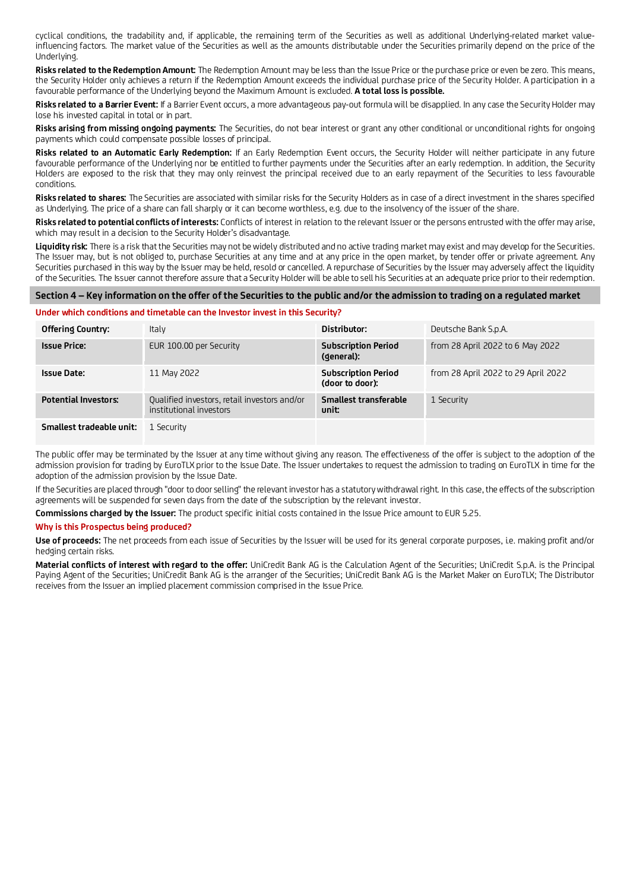cyclical conditions, the tradability and, if applicable, the remaining term of the Securities as well as additional Underlying-related market value-influencing factors. The market value of the Securities as well as the amounts distributable under the Securities primarily depend on the price of the Underlying.

**Risks related to the Redemption Amount:** The Redemption Amount may be less than the Issue Price or the purchase price or even be zero. This means, the Security Holder only achieves a return if the Redemption Amount exceeds the individual purchase price of the Security Holder. A participation in a favourable performance of the Underlying beyond the Maximum Amount is excluded. **A total loss is possible.**

**Risks related to a Barrier Event:** If a Barrier Event occurs, a more advantageous pay-out formula will be disapplied. In any case the Security Holder may lose his invested capital in total or in part.

**Risks arising from missing ongoing payments:** The Securities, do not bear interest or grant any other conditional or unconditional rights for ongoing payments which could compensate possible losses of principal.

**Risks related to an Automatic Early Redemption:** If an Early Redemption Event occurs, the Security Holder will neither participate in any future favourable performance of the Underlying nor be entitled to further payments under the Securities after an early redemption. In addition, the Security Holders are exposed to the risk that they may only reinvest the principal received due to an early repayment of the Securities to less favourable conditions.

**Risks related to shares:** The Securities are associated with similar risks for the Security Holders as in case of a direct investment in the shares specified as Underlying. The price of a share can fall sharply or it can become worthless, e.g. due to the insolvency of the issuer of the share.

**Risks related to potential conflicts of interests:** Conflicts of interest in relation to the relevant Issuer or the persons entrusted with the offer may arise, which may result in a decision to the Security Holder's disadvantage.

**Liquidity risk:** There is a risk that the Securities may not be widely distributed and no active trading market may exist and may develop for the Securities. The Issuer may, but is not obliged to, purchase Securities at any time and at any price in the open market, by tender offer or private agreement. Any Securities purchased in this way by the Issuer may be held, resold or cancelled. A repurchase of Securities by the Issuer may adversely affect the liquidity of the Securities. The Issuer cannot therefore assure that a Security Holder will be able to sell his Securities at an adequate price prior to their redemption.

## Section 4 – Key information on the offer of the Securities to the public and/or the admission to trading on a regulated market

### Under which conditions and timetable can the Investor invest in this Security?

| **Offering Country:** | Italy | **Distributor:** | Deutsche Bank S.p.A. |
|---|---|---|---|
| **Issue Price:** | EUR 100.00 per Security | **Subscription Period (general):** | from 28 April 2022 to 6 May 2022 |
| **Issue Date:** | 11 May 2022 | **Subscription Period (door to door):** | from 28 April 2022 to 29 April 2022 |
| **Potential Investors:** | Qualified investors, retail investors and/or institutional investors | **Smallest transferable unit:** | 1 Security |
| **Smallest tradeable unit:** | 1 Security | | |

The public offer may be terminated by the Issuer at any time without giving any reason. The effectiveness of the offer is subject to the adoption of the admission provision for trading by EuroTLX prior to the Issue Date. The Issuer undertakes to request the admission to trading on EuroTLX in time for the adoption of the admission provision by the Issue Date.

If the Securities are placed through "door to door selling" the relevant investor has a statutory withdrawal right. In this case, the effects of the subscription agreements will be suspended for seven days from the date of the subscription by the relevant investor.

**Commissions charged by the Issuer:** The product specific initial costs contained in the Issue Price amount to EUR 5.25.

### Why is this Prospectus being produced?

**Use of proceeds:** The net proceeds from each issue of Securities by the Issuer will be used for its general corporate purposes, i.e. making profit and/or hedging certain risks.

**Material conflicts of interest with regard to the offer:** UniCredit Bank AG is the Calculation Agent of the Securities; UniCredit S.p.A. is the Principal Paying Agent of the Securities; UniCredit Bank AG is the arranger of the Securities; UniCredit Bank AG is the Market Maker on EuroTLX; The Distributor receives from the Issuer an implied placement commission comprised in the Issue Price.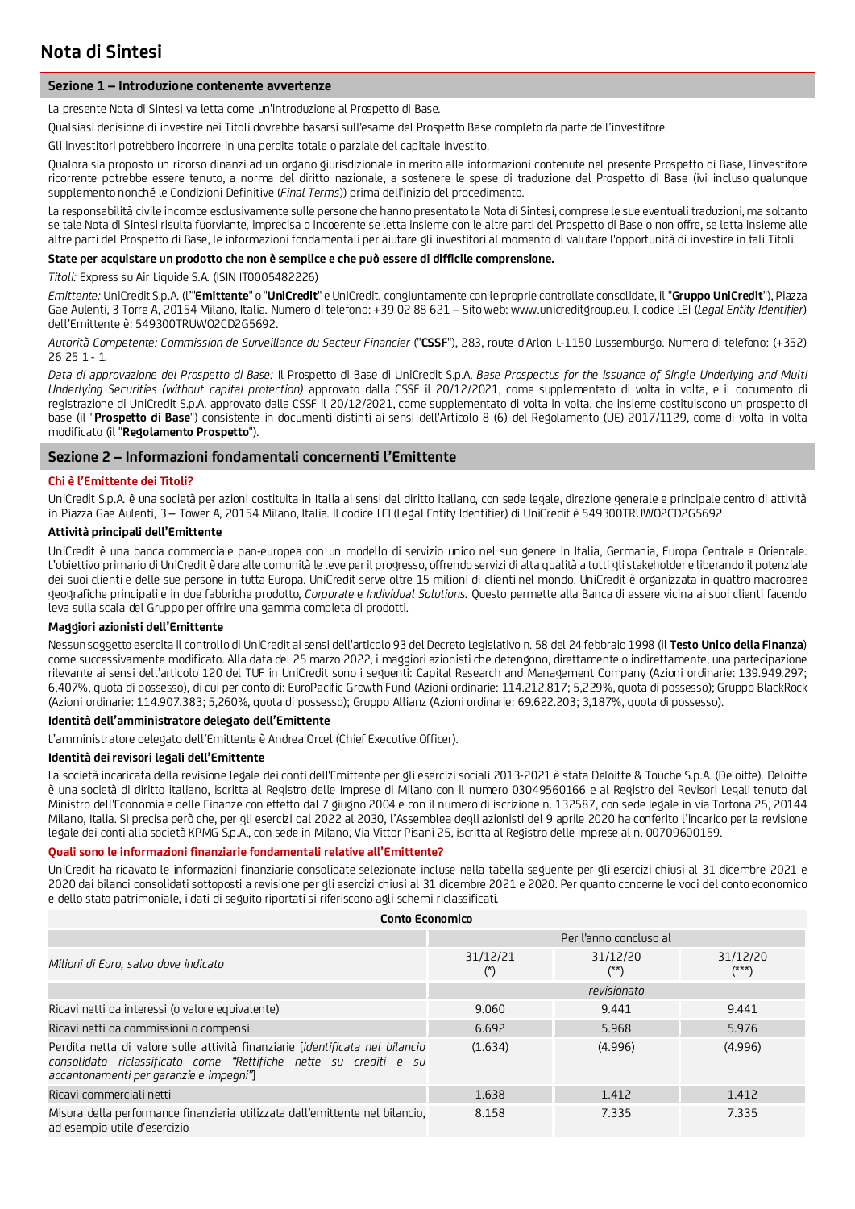# Nota di Sintesi

## Sezione 1 – Introduzione contenente avvertenze

La presente Nota di Sintesi va letta come un'introduzione al Prospetto di Base.

Qualsiasi decisione di investire nei Titoli dovrebbe basarsi sull'esame del Prospetto Base completo da parte dell'investitore.

Gli investitori potrebbero incorrere in una perdita totale o parziale del capitale investito.

Qualora sia proposto un ricorso dinanzi ad un organo giurisdizionale in merito alle informazioni contenute nel presente Prospetto di Base, l'investitore ricorrente potrebbe essere tenuto, a norma del diritto nazionale, a sostenere le spese di traduzione del Prospetto di Base (ivi incluso qualunque supplemento nonché le Condizioni Definitive (*Final Terms*)) prima dell'inizio del procedimento.

La responsabilità civile incombe esclusivamente sulle persone che hanno presentato la Nota di Sintesi, comprese le sue eventuali traduzioni, ma soltanto se tale Nota di Sintesi risulta fuorviante, imprecisa o incoerente se letta insieme con le altre parti del Prospetto di Base o non offre, se letta insieme alle altre parti del Prospetto di Base, le informazioni fondamentali per aiutare gli investitori al momento di valutare l'opportunità di investire in tali Titoli.

**State per acquistare un prodotto che non è semplice e che può essere di difficile comprensione.**

*Titoli:* Express su Air Liquide S.A. (ISIN IT0005482226)

*Emittente:* UniCredit S.p.A. (l'"**Emittente**" o "**UniCredit**" e UniCredit, congiuntamente con le proprie controllate consolidate, il "**Gruppo UniCredit**"), Piazza Gae Aulenti, 3 Torre A, 20154 Milano, Italia. Numero di telefono: +39 02 88 621 – Sito web: www.unicreditgroup.eu. Il codice LEI (*Legal Entity Identifier*) dell'Emittente è: 549300TRUWO2CD2G5692.

*Autorità Competente: Commission de Surveillance du Secteur Financier* ("**CSSF**"), 283, route d'Arlon L-1150 Lussemburgo. Numero di telefono: (+352) 26 25 1 - 1.

*Data di approvazione del Prospetto di Base:* Il Prospetto di Base di UniCredit S.p.A. *Base Prospectus for the issuance of Single Underlying and Multi Underlying Securities (without capital protection)* approvato dalla CSSF il 20/12/2021, come supplementato di volta in volta, e il documento di registrazione di UniCredit S.p.A. approvato dalla CSSF il 20/12/2021, come supplementato di volta in volta, che insieme costituiscono un prospetto di base (il "**Prospetto di Base**") consistente in documenti distinti ai sensi dell'Articolo 8 (6) del Regolamento (UE) 2017/1129, come di volta in volta modificato (il "**Regolamento Prospetto**").

## Sezione 2 – Informazioni fondamentali concernenti l'Emittente

### Chi è l'Emittente dei Titoli?

UniCredit S.p.A. è una società per azioni costituita in Italia ai sensi del diritto italiano, con sede legale, direzione generale e principale centro di attività in Piazza Gae Aulenti, 3 – Tower A, 20154 Milano, Italia. Il codice LEI (Legal Entity Identifier) di UniCredit è 549300TRUWO2CD2G5692.

**Attività principali dell'Emittente**

UniCredit è una banca commerciale pan-europea con un modello di servizio unico nel suo genere in Italia, Germania, Europa Centrale e Orientale. L'obiettivo primario di UniCredit è dare alle comunità le leve per il progresso, offrendo servizi di alta qualità a tutti gli stakeholder e liberando il potenziale dei suoi clienti e delle sue persone in tutta Europa. UniCredit serve oltre 15 milioni di clienti nel mondo. UniCredit è organizzata in quattro macroaree geografiche principali e in due fabbriche prodotto, *Corporate* e *Individual Solutions*. Questo permette alla Banca di essere vicina ai suoi clienti facendo leva sulla scala del Gruppo per offrire una gamma completa di prodotti.

**Maggiori azionisti dell'Emittente**

Nessun soggetto esercita il controllo di UniCredit ai sensi dell'articolo 93 del Decreto Legislativo n. 58 del 24 febbraio 1998 (il **Testo Unico della Finanza**) come successivamente modificato. Alla data del 25 marzo 2022, i maggiori azionisti che detengono, direttamente o indirettamente, una partecipazione rilevante ai sensi dell'articolo 120 del TUF in UniCredit sono i seguenti: Capital Research and Management Company (Azioni ordinarie: 139.949.297; 6,407%, quota di possesso), di cui per conto di: EuroPacific Growth Fund (Azioni ordinarie: 114.212.817; 5,229%, quota di possesso); Gruppo BlackRock (Azioni ordinarie: 114.907.383; 5,260%, quota di possesso); Gruppo Allianz (Azioni ordinarie: 69.622.203; 3,187%, quota di possesso).

**Identità dell'amministratore delegato dell'Emittente**

L'amministratore delegato dell'Emittente è Andrea Orcel (Chief Executive Officer).

**Identità dei revisori legali dell'Emittente**

La società incaricata della revisione legale dei conti dell'Emittente per gli esercizi sociali 2013-2021 è stata Deloitte & Touche S.p.A. (Deloitte). Deloitte è una società di diritto italiano, iscritta al Registro delle Imprese di Milano con il numero 03049560166 e al Registro dei Revisori Legali tenuto dal Ministro dell'Economia e delle Finanze con effetto dal 7 giugno 2004 e con il numero di iscrizione n. 132587, con sede legale in via Tortona 25, 20144 Milano, Italia. Si precisa però che, per gli esercizi dal 2022 al 2030, l'Assemblea degli azionisti del 9 aprile 2020 ha conferito l'incarico per la revisione legale dei conti alla società KPMG S.p.A., con sede in Milano, Via Vittor Pisani 25, iscritta al Registro delle Imprese al n. 00709600159.

### Quali sono le informazioni finanziarie fondamentali relative all'Emittente?

UniCredit ha ricavato le informazioni finanziarie consolidate selezionate incluse nella tabella seguente per gli esercizi chiusi al 31 dicembre 2021 e 2020 dai bilanci consolidati sottoposti a revisione per gli esercizi chiusi al 31 dicembre 2021 e 2020. Per quanto concerne le voci del conto economico e dello stato patrimoniale, i dati di seguito riportati si riferiscono agli schemi riclassificati.

| Conto Economico | | | |
|---|---|---|---|
| | Per l'anno concluso al | | |
| *Milioni di Euro, salvo dove indicato* | 31/12/21 (*) | 31/12/20 (**) | 31/12/20 (***) |
| | *revisionato* | | |
| Ricavi netti da interessi (o valore equivalente) | 9.060 | 9.441 | 9.441 |
| Ricavi netti da commissioni o compensi | 6.692 | 5.968 | 5.976 |
| Perdita netta di valore sulle attività finanziarie [*identificata nel bilancio consolidato riclassificato come "Rettifiche nette su crediti e su accantonamenti per garanzie e impegni"*] | (1.634) | (4.996) | (4.996) |
| Ricavi commerciali netti | 1.638 | 1.412 | 1.412 |
| Misura della performance finanziaria utilizzata dall'emittente nel bilancio, ad esempio utile d'esercizio | 8.158 | 7.335 | 7.335 |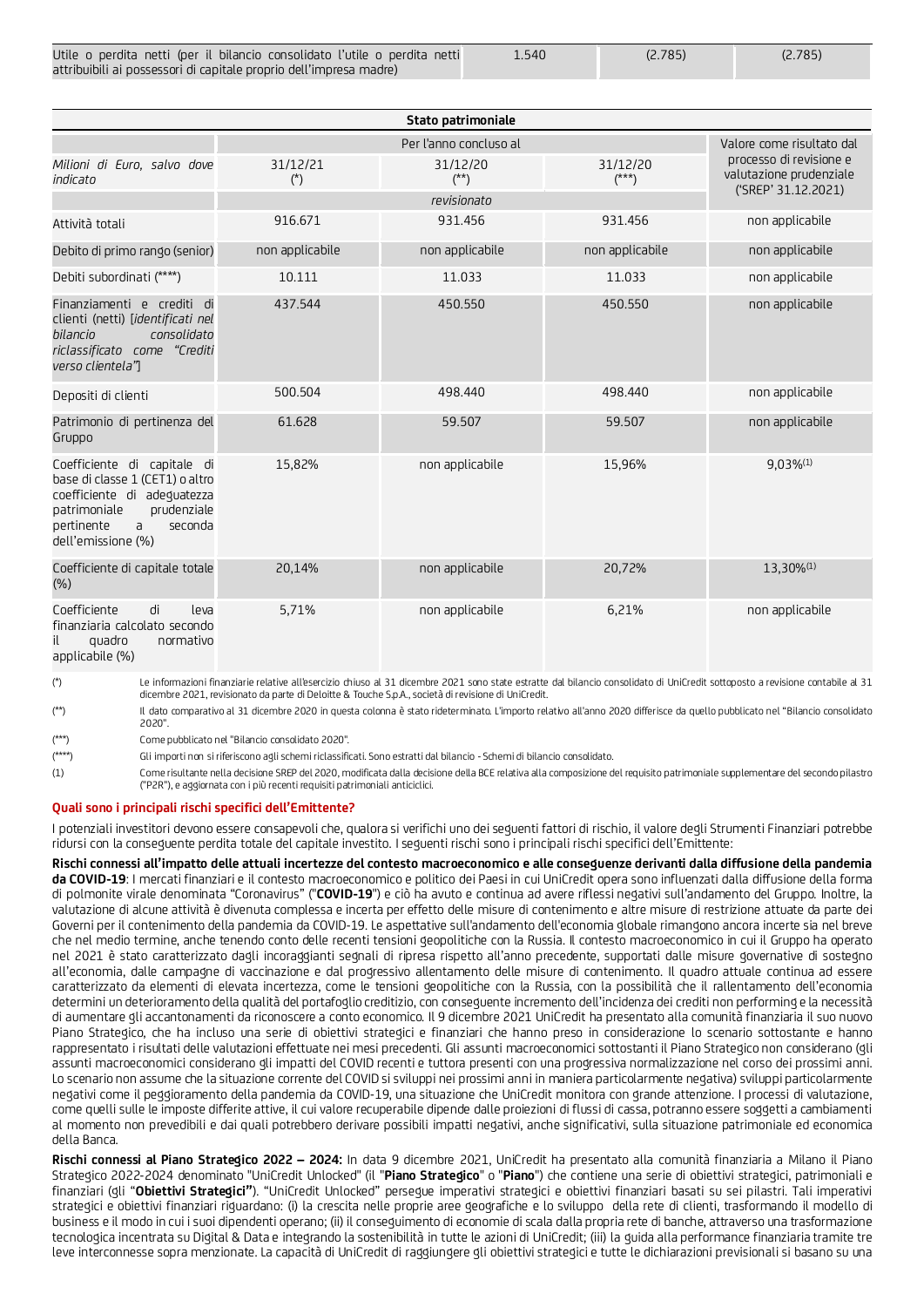| | | | |
|---|---|---|---|
| Utile o perdita netti (per il bilancio consolidato l'utile o perdita netti attribuibili ai possessori di capitale proprio dell'impresa madre) | 1.540 | (2.785) | (2.785) |

| Stato patrimoniale | | | | |
|---|---|---|---|---|
| | Per l'anno concluso al | | | Valore come risultato dal processo di revisione e valutazione prudenziale ('SREP' 31.12.2021) |
| *Milioni di Euro, salvo dove indicato* | 31/12/21 (*) | 31/12/20 (**) | 31/12/20 (***) | |
| | | *revisionato* | | |
| Attività totali | 916.671 | 931.456 | 931.456 | non applicabile |
| Debito di primo rango (senior) | non applicabile | non applicabile | non applicabile | non applicabile |
| Debiti subordinati (****) | 10.111 | 11.033 | 11.033 | non applicabile |
| Finanziamenti e crediti di clienti (netti) [*identificati nel bilancio consolidato riclassificato come "Crediti verso clientela"*] | 437.544 | 450.550 | 450.550 | non applicabile |
| Depositi di clienti | 500.504 | 498.440 | 498.440 | non applicabile |
| Patrimonio di pertinenza del Gruppo | 61.628 | 59.507 | 59.507 | non applicabile |
| Coefficiente di capitale di base di classe 1 (CET1) o altro coefficiente di adeguatezza patrimoniale prudenziale pertinente a seconda dell'emissione (%) | 15,82% | non applicabile | 15,96% | 9,03%(1) |
| Coefficiente di capitale totale (%) | 20,14% | non applicabile | 20,72% | 13,30%(1) |
| Coefficiente di leva finanziaria calcolato secondo il quadro normativo applicabile (%) | 5,71% | non applicabile | 6,21% | non applicabile |

(*) Le informazioni finanziarie relative all'esercizio chiuso al 31 dicembre 2021 sono state estratte dal bilancio consolidato di UniCredit sottoposto a revisione contabile al 31 dicembre 2021, revisionato da parte di Deloitte & Touche S.p.A., società di revisione di UniCredit.

(**) Il dato comparativo al 31 dicembre 2020 in questa colonna è stato rideterminato. L'importo relativo all'anno 2020 differisce da quello pubblicato nel "Bilancio consolidato 2020".

(***) Come pubblicato nel "Bilancio consolidato 2020".

(****) Gli importi non si riferiscono agli schemi riclassificati. Sono estratti dal bilancio - Schemi di bilancio consolidato.

(1) Come risultante nella decisione SREP del 2020, modificata dalla decisione della BCE relativa alla composizione del requisito patrimoniale supplementare del secondo pilastro ("P2R"), e aggiornata con i più recenti requisiti patrimoniali anticiclici.

### Quali sono i principali rischi specifici dell'Emittente?

I potenziali investitori devono essere consapevoli che, qualora si verifichi uno dei seguenti fattori di rischio, il valore degli Strumenti Finanziari potrebbe ridursi con la conseguente perdita totale del capitale investito. I seguenti rischi sono i principali rischi specifici dell'Emittente:

**Rischi connessi all'impatto delle attuali incertezze del contesto macroeconomico e alle conseguenze derivanti dalla diffusione della pandemia da COVID-19**: I mercati finanziari e il contesto macroeconomico e politico dei Paesi in cui UniCredit opera sono influenzati dalla diffusione della forma di polmonite virale denominata "Coronavirus" ("**COVID-19**") e ciò ha avuto e continua ad avere riflessi negativi sull'andamento del Gruppo. Inoltre, la valutazione di alcune attività è divenuta complessa e incerta per effetto delle misure di contenimento e altre misure di restrizione attuate da parte dei Governi per il contenimento della pandemia da COVID-19. Le aspettative sull'andamento dell'economia globale rimangono ancora incerte sia nel breve che nel medio termine, anche tenendo conto delle recenti tensioni geopolitiche con la Russia. Il contesto macroeconomico in cui il Gruppo ha operato nel 2021 è stato caratterizzato dagli incoraggianti segnali di ripresa rispetto all'anno precedente, supportati dalle misure governative di sostegno all'economia, dalle campagne di vaccinazione e dal progressivo allentamento delle misure di contenimento. Il quadro attuale continua ad essere caratterizzato da elementi di elevata incertezza, come le tensioni geopolitiche con la Russia, con la possibilità che il rallentamento dell'economia determini un deterioramento della qualità del portafoglio creditizio, con conseguente incremento dell'incidenza dei crediti non performing e la necessità di aumentare gli accantonamenti da riconoscere a conto economico. Il 9 dicembre 2021 UniCredit ha presentato alla comunità finanziaria il suo nuovo Piano Strategico, che ha incluso una serie di obiettivi strategici e finanziari che hanno preso in considerazione lo scenario sottostante e hanno rappresentato i risultati delle valutazioni effettuate nei mesi precedenti. Gli assunti macroeconomici sottostanti il Piano Strategico non considerano (gli assunti macroeconomici considerano gli impatti del COVID recenti e tuttora presenti con una progressiva normalizzazione nel corso dei prossimi anni. Lo scenario non assume che la situazione corrente del COVID si sviluppi nei prossimi anni in maniera particolarmente negativa) sviluppi particolarmente negativi come il peggioramento della pandemia da COVID-19, una situazione che UniCredit monitora con grande attenzione. I processi di valutazione, come quelli sulle le imposte differite attive, il cui valore recuperabile dipende dalle proiezioni di flussi di cassa, potranno essere soggetti a cambiamenti al momento non prevedibili e dai quali potrebbero derivare possibili impatti negativi, anche significativi, sulla situazione patrimoniale ed economica della Banca.

**Rischi connessi al Piano Strategico 2022 – 2024:** In data 9 dicembre 2021, UniCredit ha presentato alla comunità finanziaria a Milano il Piano Strategico 2022-2024 denominato "UniCredit Unlocked" (il "**Piano Strategico**" o "**Piano**") che contiene una serie di obiettivi strategici, patrimoniali e finanziari (gli "**Obiettivi Strategici**"). "UniCredit Unlocked" persegue imperativi strategici e obiettivi finanziari basati su sei pilastri. Tali imperativi strategici e obiettivi finanziari riguardano: (i) la crescita nelle proprie aree geografiche e lo sviluppo della rete di clienti, trasformando il modello di business e il modo in cui i suoi dipendenti operano; (ii) il conseguimento di economie di scala dalla propria rete di banche, attraverso una trasformazione tecnologica incentrata su Digital & Data e integrando la sostenibilità in tutte le azioni di UniCredit; (iii) la guida alla performance finanziaria tramite tre leve interconnesse sopra menzionate. La capacità di UniCredit di raggiungere gli obiettivi strategici e tutte le dichiarazioni previsionali si basano su una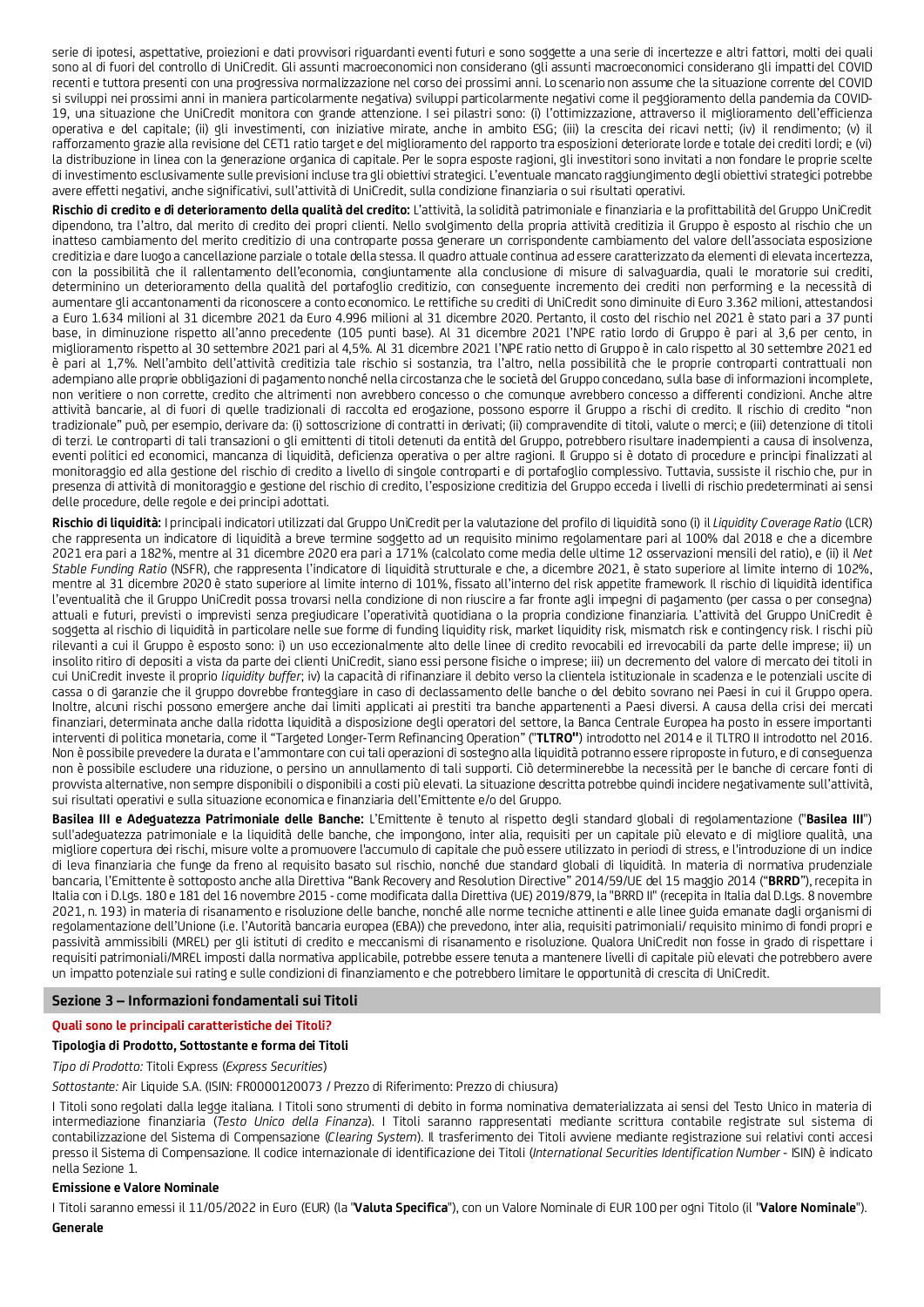serie di ipotesi, aspettative, proiezioni e dati provvisori riguardanti eventi futuri e sono soggette a una serie di incertezze e altri fattori, molti dei quali sono al di fuori del controllo di UniCredit. Gli assunti macroeconomici non considerano (gli assunti macroeconomici considerano gli impatti del COVID recenti e tuttora presenti con una progressiva normalizzazione nel corso dei prossimi anni. Lo scenario non assume che la situazione corrente del COVID si sviluppi nei prossimi anni in maniera particolarmente negativa) sviluppi particolarmente negativi come il peggioramento della pandemia da COVID-19, una situazione che UniCredit monitora con grande attenzione. I sei pilastri sono: (i) l'ottimizzazione, attraverso il miglioramento dell'efficienza operativa e del capitale; (ii) gli investimenti, con iniziative mirate, anche in ambito ESG; (iii) la crescita dei ricavi netti; (iv) il rendimento; (v) il rafforzamento grazie alla revisione del CET1 ratio target e del miglioramento del rapporto tra esposizioni deteriorate lorde e totale dei crediti lordi; e (vi) la distribuzione in linea con la generazione organica di capitale. Per le sopra esposte ragioni, gli investitori sono invitati a non fondare le proprie scelte di investimento esclusivamente sulle previsioni incluse tra gli obiettivi strategici. L'eventuale mancato raggiungimento degli obiettivi strategici potrebbe avere effetti negativi, anche significativi, sull'attività di UniCredit, sulla condizione finanziaria o sui risultati operativi.

**Rischio di credito e di deterioramento della qualità del credito:** L'attività, la solidità patrimoniale e finanziaria e la profittabilità del Gruppo UniCredit dipendono, tra l'altro, dal merito di credito dei propri clienti. Nello svolgimento della propria attività creditizia il Gruppo è esposto al rischio che un inatteso cambiamento del merito creditizio di una controparte possa generare un corrispondente cambiamento del valore dell'associata esposizione creditizia e dare luogo a cancellazione parziale o totale della stessa. Il quadro attuale continua ad essere caratterizzato da elementi di elevata incertezza, con la possibilità che il rallentamento dell'economia, congiuntamente alla conclusione di misure di salvaguardia, quali le moratorie sui crediti, determinino un deterioramento della qualità del portafoglio creditizio, con conseguente incremento dei crediti non performing e la necessità di aumentare gli accantonamenti da riconoscere a conto economico. Le rettifiche su crediti di UniCredit sono diminuite di Euro 3.362 milioni, attestandosi a Euro 1.634 milioni al 31 dicembre 2021 da Euro 4.996 milioni al 31 dicembre 2020. Pertanto, il costo del rischio nel 2021 è stato pari a 37 punti base, in diminuzione rispetto all'anno precedente (105 punti base). Al 31 dicembre 2021 l'NPE ratio lordo di Gruppo è pari al 3,6 per cento, in miglioramento rispetto al 30 settembre 2021 pari al 4,5%. Al 31 dicembre 2021 l'NPE ratio netto di Gruppo è in calo rispetto al 30 settembre 2021 ed è pari al 1,7%. Nell'ambito dell'attività creditizia tale rischio si sostanzia, tra l'altro, nella possibilità che le proprie controparti contrattuali non adempiano alle proprie obbligazioni di pagamento nonché nella circostanza che le società del Gruppo concedano, sulla base di informazioni incomplete, non veritiere o non corrette, credito che altrimenti non avrebbero concesso o che comunque avrebbero concesso a differenti condizioni. Anche altre attività bancarie, al di fuori di quelle tradizionali di raccolta ed erogazione, possono esporre il Gruppo a rischi di credito. Il rischio di credito "non tradizionale" può, per esempio, derivare da: (i) sottoscrizione di contratti in derivati; (ii) compravendite di titoli, valute o merci; e (iii) detenzione di titoli di terzi. Le controparti di tali transazioni o gli emittenti di titoli detenuti da entità del Gruppo, potrebbero risultare inadempienti a causa di insolvenza, eventi politici ed economici, mancanza di liquidità, deficienza operativa o per altre ragioni. Il Gruppo si è dotato di procedure e principi finalizzati al monitoraggio ed alla gestione del rischio di credito a livello di singole controparti e di portafoglio complessivo. Tuttavia, sussiste il rischio che, pur in presenza di attività di monitoraggio e gestione del rischio di credito, l'esposizione creditizia del Gruppo ecceda i livelli di rischio predeterminati ai sensi delle procedure, delle regole e dei principi adottati.

**Rischio di liquidità:** I principali indicatori utilizzati dal Gruppo UniCredit per la valutazione del profilo di liquidità sono (i) il *Liquidity Coverage Ratio* (LCR) che rappresenta un indicatore di liquidità a breve termine soggetto ad un requisito minimo regolamentare pari al 100% dal 2018 e che a dicembre 2021 era pari a 182%, mentre al 31 dicembre 2020 era pari a 171% (calcolato come media delle ultime 12 osservazioni mensili del ratio), e (ii) il *Net Stable Funding Ratio* (NSFR), che rappresenta l'indicatore di liquidità strutturale e che, a dicembre 2021, è stato superiore al limite interno di 102%, mentre al 31 dicembre 2020 è stato superiore al limite interno di 101%, fissato all'interno del risk appetite framework. Il rischio di liquidità identifica l'eventualità che il Gruppo UniCredit possa trovarsi nella condizione di non riuscire a far fronte agli impegni di pagamento (per cassa o per consegna) attuali e futuri, previsti o imprevisti senza pregiudicare l'operatività quotidiana o la propria condizione finanziaria. L'attività del Gruppo UniCredit è soggetta al rischio di liquidità in particolare nelle sue forme di funding liquidity risk, market liquidity risk, mismatch risk e contingency risk. I rischi più rilevanti a cui il Gruppo è esposto sono: i) un uso eccezionalmente alto delle linee di credito revocabili ed irrevocabili da parte delle imprese; ii) un insolito ritiro di depositi a vista da parte dei clienti UniCredit, siano essi persone fisiche o imprese; iii) un decremento del valore di mercato dei titoli in cui UniCredit investe il proprio *liquidity buffer*; iv) la capacità di rifinanziare il debito verso la clientela istituzionale in scadenza e le potenziali uscite di cassa o di garanzie che il gruppo dovrebbe fronteggiare in caso di declassamento delle banche o del debito sovrano nei Paesi in cui il Gruppo opera. Inoltre, alcuni rischi possono emergere anche dai limiti applicati ai prestiti tra banche appartenenti a Paesi diversi. A causa della crisi dei mercati finanziari, determinata anche dalla ridotta liquidità a disposizione degli operatori del settore, la Banca Centrale Europea ha posto in essere importanti interventi di politica monetaria, come il "Targeted Longer-Term Refinancing Operation" ("**TLTRO**") introdotto nel 2014 e il TLTRO II introdotto nel 2016. Non è possibile prevedere la durata e l'ammontare con cui tali operazioni di sostegno alla liquidità potranno essere riproposte in futuro, e di conseguenza non è possibile escludere una riduzione, o persino un annullamento di tali supporti. Ciò determinerebbe la necessità per le banche di cercare fonti di provvista alternative, non sempre disponibili o disponibili a costi più elevati. La situazione descritta potrebbe quindi incidere negativamente sull'attività, sui risultati operativi e sulla situazione economica e finanziaria dell'Emittente e/o del Gruppo.

**Basilea III e Adeguatezza Patrimoniale delle Banche:** L'Emittente è tenuto al rispetto degli standard globali di regolamentazione ("**Basilea III**") sull'adeguatezza patrimoniale e la liquidità delle banche, che impongono, inter alia, requisiti per un capitale più elevato e di migliore qualità, una migliore copertura dei rischi, misure volte a promuovere l'accumulo di capitale che può essere utilizzato in periodi di stress, e l'introduzione di un indice di leva finanziaria che funge da freno al requisito basato sul rischio, nonché due standard globali di liquidità. In materia di normativa prudenziale bancaria, l'Emittente è sottoposto anche alla Direttiva "Bank Recovery and Resolution Directive" 2014/59/UE del 15 maggio 2014 ("**BRRD**"), recepita in Italia con i D.Lgs. 180 e 181 del 16 novembre 2015 - come modificata dalla Direttiva (UE) 2019/879, la "BRRD II" (recepita in Italia dal D.Lgs. 8 novembre 2021, n. 193) in materia di risanamento e risoluzione delle banche, nonché alle norme tecniche attinenti e alle linee guida emanate dagli organismi di regolamentazione dell'Unione (i.e. l'Autorità bancaria europea (EBA)) che prevedono, inter alia, requisiti patrimoniali/ requisito minimo di fondi propri e passività ammissibili (MREL) per gli istituti di credito e meccanismi di risanamento e risoluzione. Qualora UniCredit non fosse in grado di rispettare i requisiti patrimoniali/MREL imposti dalla normativa applicabile, potrebbe essere tenuta a mantenere livelli di capitale più elevati che potrebbero avere un impatto potenziale sui rating e sulle condizioni di finanziamento e che potrebbero limitare le opportunità di crescita di UniCredit.

## Sezione 3 – Informazioni fondamentali sui Titoli

### Quali sono le principali caratteristiche dei Titoli?

**Tipologia di Prodotto, Sottostante e forma dei Titoli**

*Tipo di Prodotto:* Titoli Express (*Express Securities*)

*Sottostante:* Air Liquide S.A. (ISIN: FR0000120073 / Prezzo di Riferimento: Prezzo di chiusura)

I Titoli sono regolati dalla legge italiana. I Titoli sono strumenti di debito in forma nominativa dematerializzata ai sensi del Testo Unico in materia di intermediazione finanziaria (*Testo Unico della Finanza*). I Titoli saranno rappresentati mediante scrittura contabile registrate sul sistema di contabilizzazione del Sistema di Compensazione (*Clearing System*). Il trasferimento dei Titoli avviene mediante registrazione sui relativi conti accesi presso il Sistema di Compensazione. Il codice internazionale di identificazione dei Titoli (*International Securities Identification Number* - ISIN) è indicato nella Sezione 1.

**Emissione e Valore Nominale**

I Titoli saranno emessi il 11/05/2022 in Euro (EUR) (la "**Valuta Specifica**"), con un Valore Nominale di EUR 100 per ogni Titolo (il "**Valore Nominale**").

**Generale**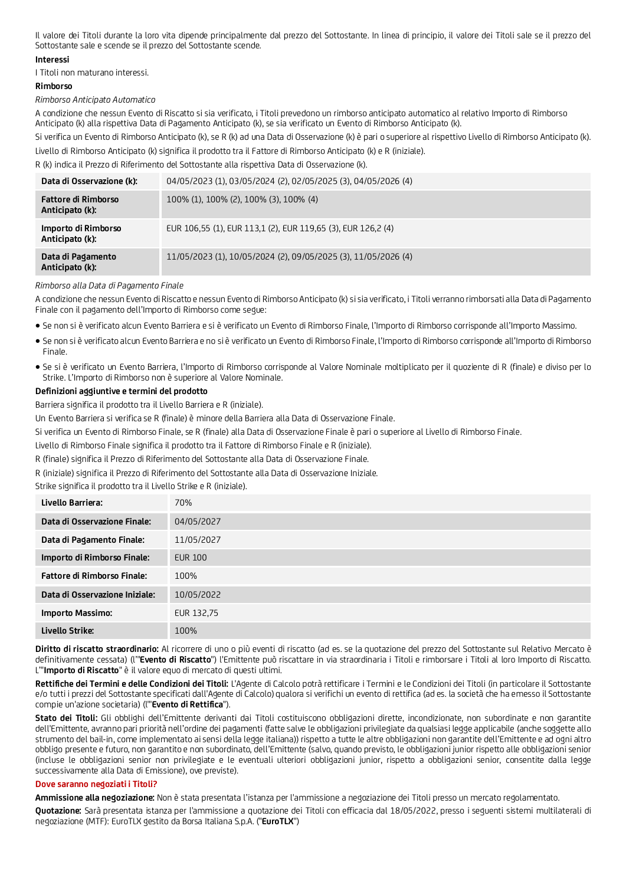Il valore dei Titoli durante la loro vita dipende principalmente dal prezzo del Sottostante. In linea di principio, il valore dei Titoli sale se il prezzo del Sottostante sale e scende se il prezzo del Sottostante scende.

**Interessi**

I Titoli non maturano interessi.

**Rimborso**

*Rimborso Anticipato Automatico*

A condizione che nessun Evento di Riscatto si sia verificato, i Titoli prevedono un rimborso anticipato automatico al relativo Importo di Rimborso Anticipato (k) alla rispettiva Data di Pagamento Anticipato (k), se sia verificato un Evento di Rimborso Anticipato (k).

Si verifica un Evento di Rimborso Anticipato (k), se R (k) ad una Data di Osservazione (k) è pari o superiore al rispettivo Livello di Rimborso Anticipato (k).

Livello di Rimborso Anticipato (k) significa il prodotto tra il Fattore di Rimborso Anticipato (k) e R (iniziale).

R (k) indica il Prezzo di Riferimento del Sottostante alla rispettiva Data di Osservazione (k).

| | |
|---|---|
| **Data di Osservazione (k):** | 04/05/2023 (1), 03/05/2024 (2), 02/05/2025 (3), 04/05/2026 (4) |
| **Fattore di Rimborso Anticipato (k):** | 100% (1), 100% (2), 100% (3), 100% (4) |
| **Importo di Rimborso Anticipato (k):** | EUR 106,55 (1), EUR 113,1 (2), EUR 119,65 (3), EUR 126,2 (4) |
| **Data di Pagamento Anticipato (k):** | 11/05/2023 (1), 10/05/2024 (2), 09/05/2025 (3), 11/05/2026 (4) |

*Rimborso alla Data di Pagamento Finale*

A condizione che nessun Evento di Riscatto e nessun Evento di Rimborso Anticipato (k) si sia verificato, i Titoli verranno rimborsati alla Data di Pagamento Finale con il pagamento dell'Importo di Rimborso come segue:

- Se non si è verificato alcun Evento Barriera e si è verificato un Evento di Rimborso Finale, l'Importo di Rimborso corrisponde all'Importo Massimo.
- Se non si è verificato alcun Evento Barriera e no si è verificato un Evento di Rimborso Finale, l'Importo di Rimborso corrisponde all'Importo di Rimborso Finale.
- Se si è verificato un Evento Barriera, l'Importo di Rimborso corrisponde al Valore Nominale moltiplicato per il quoziente di R (finale) e diviso per lo Strike. L'Importo di Rimborso non è superiore al Valore Nominale.

**Definizioni aggiuntive e termini del prodotto**

Barriera significa il prodotto tra il Livello Barriera e R (iniziale).

Un Evento Barriera si verifica se R (finale) è minore della Barriera alla Data di Osservazione Finale.

Si verifica un Evento di Rimborso Finale, se R (finale) alla Data di Osservazione Finale è pari o superiore al Livello di Rimborso Finale.

Livello di Rimborso Finale significa il prodotto tra il Fattore di Rimborso Finale e R (iniziale).

R (finale) significa il Prezzo di Riferimento del Sottostante alla Data di Osservazione Finale.

R (iniziale) significa il Prezzo di Riferimento del Sottostante alla Data di Osservazione Iniziale.

Strike significa il prodotto tra il Livello Strike e R (iniziale).

| | |
|---|---|
| **Livello Barriera:** | 70% |
| **Data di Osservazione Finale:** | 04/05/2027 |
| **Data di Pagamento Finale:** | 11/05/2027 |
| **Importo di Rimborso Finale:** | EUR 100 |
| **Fattore di Rimborso Finale:** | 100% |
| **Data di Osservazione Iniziale:** | 10/05/2022 |
| **Importo Massimo:** | EUR 132,75 |
| **Livello Strike:** | 100% |

**Diritto di riscatto straordinario:** Al ricorrere di uno o più eventi di riscatto (ad es. se la quotazione del prezzo del Sottostante sul Relativo Mercato è definitivamente cessata) (l'"**Evento di Riscatto**") l'Emittente può riscattare in via straordinaria i Titoli e rimborsare i Titoli al loro Importo di Riscatto. L'"**Importo di Riscatto**" è il valore equo di mercato di questi ultimi.

**Rettifiche dei Termini e delle Condizioni dei Titoli:** L'Agente di Calcolo potrà rettificare i Termini e le Condizioni dei Titoli (in particolare il Sottostante e/o tutti i prezzi del Sottostante specificati dall'Agente di Calcolo) qualora si verifichi un evento di rettifica (ad es. la società che ha emesso il Sottostante compie un'azione societaria) (l'"**Evento di Rettifica**").

**Stato dei Titoli:** Gli obblighi dell'Emittente derivanti dai Titoli costituiscono obbligazioni dirette, incondizionate, non subordinate e non garantite dell'Emittente, avranno pari priorità nell'ordine dei pagamenti (fatte salve le obbligazioni privilegiate da qualsiasi legge applicabile (anche soggette allo strumento del bail-in, come implementato ai sensi della legge italiana)) rispetto a tutte le altre obbligazioni non garantite dell'Emittente e ad ogni altro obbligo presente e futuro, non garantito e non subordinato, dell'Emittente (salvo, quando previsto, le obbligazioni junior rispetto alle obbligazioni senior (incluse le obbligazioni senior non privilegiate e le eventuali ulteriori obbligazioni junior, rispetto a obbligazioni senior, consentite dalla legge successivamente alla Data di Emissione), ove previste).

**Dove saranno negoziati i Titoli?**

**Ammissione alla negoziazione:** Non è stata presentata l'istanza per l'ammissione a negoziazione dei Titoli presso un mercato regolamentato.

**Quotazione:** Sarà presentata istanza per l'ammissione a quotazione dei Titoli con efficacia dal 18/05/2022, presso i seguenti sistemi multilaterali di negoziazione (MTF): EuroTLX gestito da Borsa Italiana S.p.A. ("**EuroTLX**")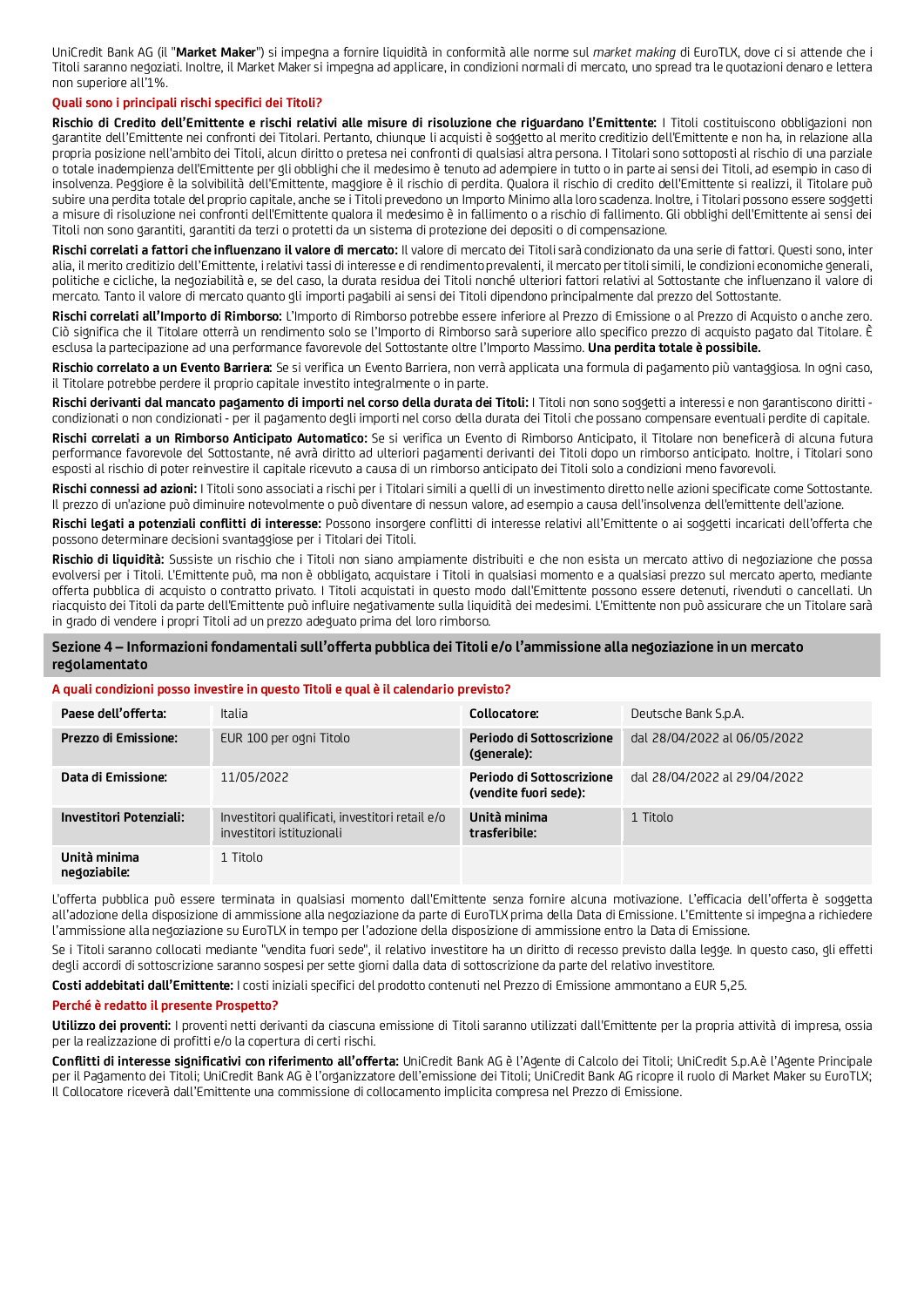UniCredit Bank AG (il "**Market Maker**") si impegna a fornire liquidità in conformità alle norme sul *market making* di EuroTLX, dove ci si attende che i Titoli saranno negoziati. Inoltre, il Market Maker si impegna ad applicare, in condizioni normali di mercato, uno spread tra le quotazioni denaro e lettera non superiore all'1%.

### Quali sono i principali rischi specifici dei Titoli?

**Rischio di Credito dell'Emittente e rischi relativi alle misure di risoluzione che riguardano l'Emittente:** I Titoli costituiscono obbligazioni non garantite dell'Emittente nei confronti dei Titolari. Pertanto, chiunque li acquisti è soggetto al merito creditizio dell'Emittente e non ha, in relazione alla propria posizione nell'ambito dei Titoli, alcun diritto o pretesa nei confronti di qualsiasi altra persona. I Titolari sono sottoposti al rischio di una parziale o totale inadempienza dell'Emittente per gli obblighi che il medesimo è tenuto ad adempiere in tutto o in parte ai sensi dei Titoli, ad esempio in caso di insolvenza. Peggiore è la solvibilità dell'Emittente, maggiore è il rischio di perdita. Qualora il rischio di credito dell'Emittente si realizzi, il Titolare può subire una perdita totale del proprio capitale, anche se i Titoli prevedono un Importo Minimo alla loro scadenza. Inoltre, i Titolari possono essere soggetti a misure di risoluzione nei confronti dell'Emittente qualora il medesimo è in fallimento o a rischio di fallimento. Gli obblighi dell'Emittente ai sensi dei Titoli non sono garantiti, garantiti da terzi o protetti da un sistema di protezione dei depositi o di compensazione.

**Rischi correlati a fattori che influenzano il valore di mercato:** Il valore di mercato dei Titoli sarà condizionato da una serie di fattori. Questi sono, inter alia, il merito creditizio dell'Emittente, i relativi tassi di interesse e di rendimento prevalenti, il mercato per titoli simili, le condizioni economiche generali, politiche e cicliche, la negoziabilità e, se del caso, la durata residua dei Titoli nonché ulteriori fattori relativi al Sottostante che influenzano il valore di mercato. Tanto il valore di mercato quanto gli importi pagabili ai sensi dei Titoli dipendono principalmente dal prezzo del Sottostante.

**Rischi correlati all'Importo di Rimborso:** L'Importo di Rimborso potrebbe essere inferiore al Prezzo di Emissione o al Prezzo di Acquisto o anche zero. Ciò significa che il Titolare otterrà un rendimento solo se l'Importo di Rimborso sarà superiore allo specifico prezzo di acquisto pagato dal Titolare. È esclusa la partecipazione ad una performance favorevole del Sottostante oltre l'Importo Massimo. **Una perdita totale è possibile.**

**Rischio correlato a un Evento Barriera:** Se si verifica un Evento Barriera, non verrà applicata una formula di pagamento più vantaggiosa. In ogni caso, il Titolare potrebbe perdere il proprio capitale investito integralmente o in parte.

**Rischi derivanti dal mancato pagamento di importi nel corso della durata dei Titoli:** I Titoli non sono soggetti a interessi e non garantiscono diritti - condizionati o non condizionati - per il pagamento degli importi nel corso della durata dei Titoli che possano compensare eventuali perdite di capitale.

**Rischi correlati a un Rimborso Anticipato Automatico:** Se si verifica un Evento di Rimborso Anticipato, il Titolare non beneficerà di alcuna futura performance favorevole del Sottostante, né avrà diritto ad ulteriori pagamenti derivanti dei Titoli dopo un rimborso anticipato. Inoltre, i Titolari sono esposti al rischio di poter reinvestire il capitale ricevuto a causa di un rimborso anticipato dei Titoli solo a condizioni meno favorevoli.

**Rischi connessi ad azioni:** I Titoli sono associati a rischi per i Titolari simili a quelli di un investimento diretto nelle azioni specificate come Sottostante. Il prezzo di un'azione può diminuire notevolmente o può diventare di nessun valore, ad esempio a causa dell'insolvenza dell'emittente dell'azione.

**Rischi legati a potenziali conflitti di interesse:** Possono insorgere conflitti di interesse relativi all'Emittente o ai soggetti incaricati dell'offerta che possono determinare decisioni svantaggiose per i Titolari dei Titoli.

**Rischio di liquidità:** Sussiste un rischio che i Titoli non siano ampiamente distribuiti e che non esista un mercato attivo di negoziazione che possa evolversi per i Titoli. L'Emittente può, ma non è obbligato, acquistare i Titoli in qualsiasi momento e a qualsiasi prezzo sul mercato aperto, mediante offerta pubblica di acquisto o contratto privato. I Titoli acquistati in questo modo dall'Emittente possono essere detenuti, rivenduti o cancellati. Un riacquisto dei Titoli da parte dell'Emittente può influire negativamente sulla liquidità dei medesimi. L'Emittente non può assicurare che un Titolare sarà in grado di vendere i propri Titoli ad un prezzo adeguato prima del loro rimborso.

## Sezione 4 – Informazioni fondamentali sull'offerta pubblica dei Titoli e/o l'ammissione alla negoziazione in un mercato regolamentato

### A quali condizioni posso investire in questo Titoli e qual è il calendario previsto?

| | | | |
|---|---|---|---|
| **Paese dell'offerta:** | Italia | **Collocatore:** | Deutsche Bank S.p.A. |
| **Prezzo di Emissione:** | EUR 100 per ogni Titolo | **Periodo di Sottoscrizione (generale):** | dal 28/04/2022 al 06/05/2022 |
| **Data di Emissione:** | 11/05/2022 | **Periodo di Sottoscrizione (vendite fuori sede):** | dal 28/04/2022 al 29/04/2022 |
| **Investitori Potenziali:** | Investitori qualificati, investitori retail e/o investitori istituzionali | **Unità minima trasferibile:** | 1 Titolo |
| **Unità minima negoziabile:** | 1 Titolo | | |

L'offerta pubblica può essere terminata in qualsiasi momento dall'Emittente senza fornire alcuna motivazione. L'efficacia dell'offerta è soggetta all'adozione della disposizione di ammissione alla negoziazione da parte di EuroTLX prima della Data di Emissione. L'Emittente si impegna a richiedere l'ammissione alla negoziazione su EuroTLX in tempo per l'adozione della disposizione di ammissione entro la Data di Emissione.

Se i Titoli saranno collocati mediante "vendita fuori sede", il relativo investitore ha un diritto di recesso previsto dalla legge. In questo caso, gli effetti degli accordi di sottoscrizione saranno sospesi per sette giorni dalla data di sottoscrizione da parte del relativo investitore.

**Costi addebitati dall'Emittente:** I costi iniziali specifici del prodotto contenuti nel Prezzo di Emissione ammontano a EUR 5,25.

### Perché è redatto il presente Prospetto?

**Utilizzo dei proventi:** I proventi netti derivanti da ciascuna emissione di Titoli saranno utilizzati dall'Emittente per la propria attività di impresa, ossia per la realizzazione di profitti e/o la copertura di certi rischi.

**Conflitti di interesse significativi con riferimento all'offerta:** UniCredit Bank AG è l'Agente di Calcolo dei Titoli; UniCredit S.p.A.è l'Agente Principale per il Pagamento dei Titoli; UniCredit Bank AG è l'organizzatore dell'emissione dei Titoli; UniCredit Bank AG ricopre il ruolo di Market Maker su EuroTLX; Il Collocatore riceverà dall'Emittente una commissione di collocamento implicita compresa nel Prezzo di Emissione.